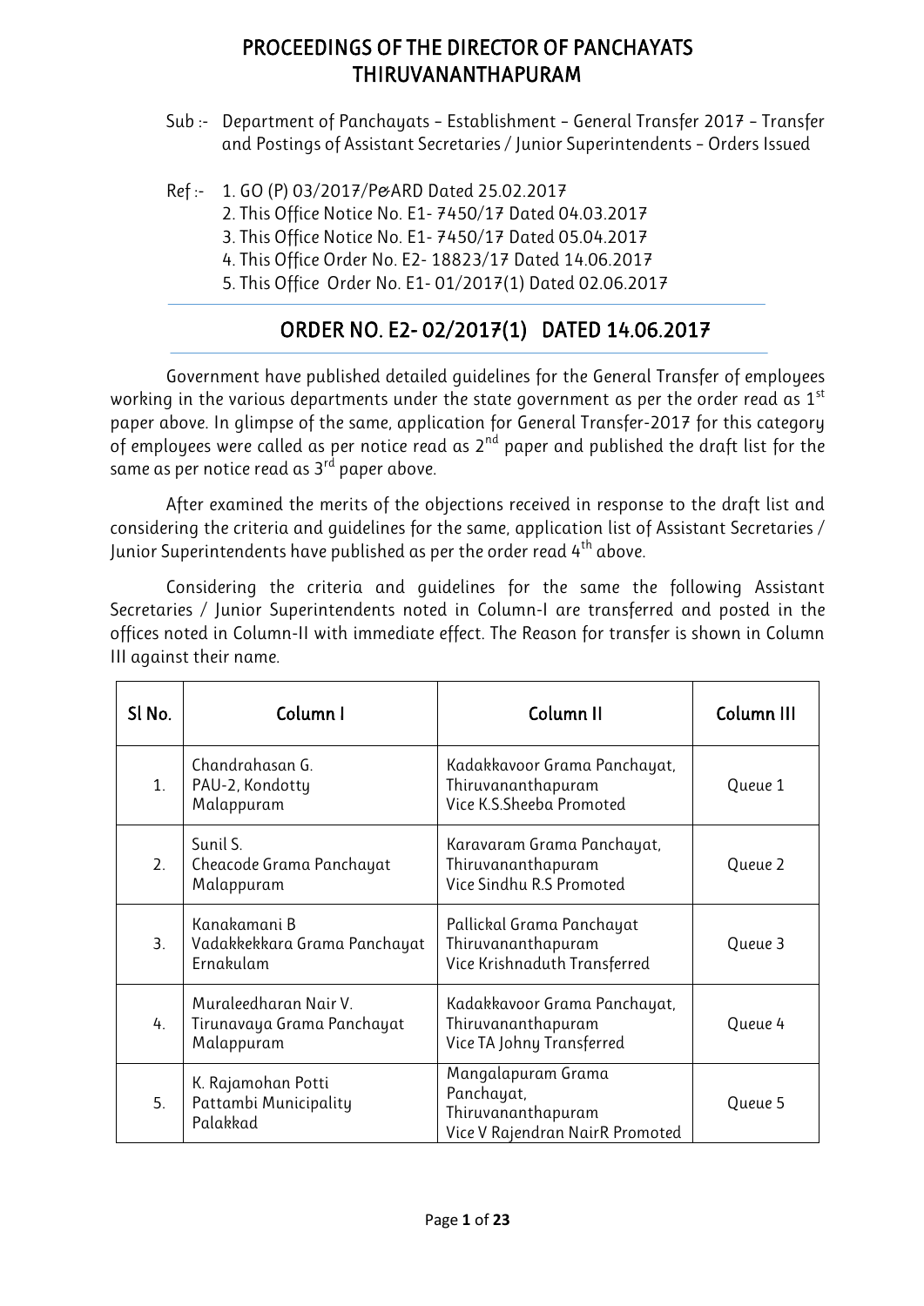# PROCEEDINGS OF THE DIRECTOR OF PANCHAYATS THIRUVANANTHAPURAM

Sub :- Department of Panchayats – Establishment – General Transfer 2017 – Transfer and Postings of Assistant Secretaries / Junior Superintendents – Orders Issued

Ref :- 1. GO (P) 03/2017/P&ARD Dated 25.02.2017
2. This Office Notice No. E1- 7450/17 Dated 04.03.2017
3. This Office Notice No. E1- 7450/17 Dated 05.04.2017
4. This Office Order No. E2- 18823/17 Dated 14.06.2017
5. This Office Order No. E1- 01/2017(1) Dated 02.06.2017

## ORDER NO. E2- 02/2017(1) DATED 14.06.2017

Government have published detailed guidelines for the General Transfer of employees working in the various departments under the state government as per the order read as 1st paper above. In glimpse of the same, application for General Transfer-2017 for this category of employees were called as per notice read as 2nd paper and published the draft list for the same as per notice read as 3rd paper above.

After examined the merits of the objections received in response to the draft list and considering the criteria and guidelines for the same, application list of Assistant Secretaries / Junior Superintendents have published as per the order read 4th above.

Considering the criteria and guidelines for the same the following Assistant Secretaries / Junior Superintendents noted in Column-I are transferred and posted in the offices noted in Column-II with immediate effect. The Reason for transfer is shown in Column III against their name.

| Sl No. | Column I | Column II | Column III |
|---|---|---|---|
| 1. | Chandrahasan G.<br>PAU-2, Kondotty<br>Malappuram | Kadakkavoor Grama Panchayat,<br>Thiruvananthapuram<br>Vice K.S.Sheeba Promoted | Queue 1 |
| 2. | Sunil S.<br>Cheacode Grama Panchayat<br>Malappuram | Karavaram Grama Panchayat,<br>Thiruvananthapuram<br>Vice Sindhu R.S Promoted | Queue 2 |
| 3. | Kanakamani B<br>Vadakkekkara Grama Panchayat<br>Ernakulam | Pallickal Grama Panchayat<br>Thiruvananthapuram<br>Vice Krishnaduth Transferred | Queue 3 |
| 4. | Muraleedharan Nair V.<br>Tirunavaya Grama Panchayat<br>Malappuram | Kadakkavoor Grama Panchayat,<br>Thiruvananthapuram<br>Vice TA Johny Transferred | Queue 4 |
| 5. | K. Rajamohan Potti<br>Pattambi Municipality<br>Palakkad | Mangalapuram Grama Panchayat,<br>Thiruvananthapuram<br>Vice V Rajendran NairR Promoted | Queue 5 |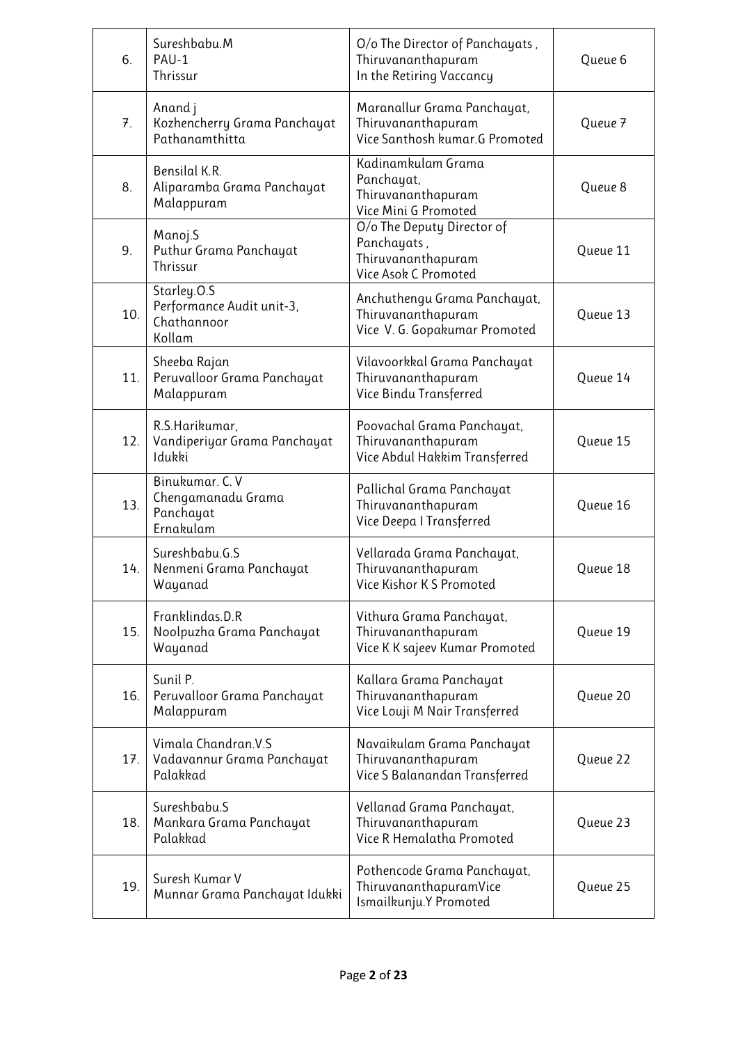| 6. | Sureshbabu.M<br>PAU-1<br>Thrissur | O/o The Director of Panchayats ,<br>Thiruvananthapuram<br>In the Retiring Vaccancy | Queue 6 |
|---|---|---|---|
| 7. | Anand j<br>Kozhencherry Grama Panchayat<br>Pathanamthitta | Maranallur Grama Panchayat,<br>Thiruvananthapuram<br>Vice Santhosh kumar.G Promoted | Queue 7 |
| 8. | Bensilal K.R.<br>Aliparamba Grama Panchayat<br>Malappuram | Kadinamkulam Grama Panchayat,<br>Thiruvananthapuram<br>Vice Mini G Promoted | Queue 8 |
| 9. | Manoj.S<br>Puthur Grama Panchayat<br>Thrissur | O/o The Deputy Director of Panchayats ,<br>Thiruvananthapuram<br>Vice Asok C Promoted | Queue 11 |
| 10. | Starley.O.S<br>Performance Audit unit-3,<br>Chathannoor<br>Kollam | Anchuthengu Grama Panchayat,<br>Thiruvananthapuram<br>Vice V. G. Gopakumar Promoted | Queue 13 |
| 11. | Sheeba Rajan<br>Peruvalloor Grama Panchayat<br>Malappuram | Vilavoorkkal Grama Panchayat<br>Thiruvananthapuram<br>Vice Bindu Transferred | Queue 14 |
| 12. | R.S.Harikumar,<br>Vandiperiyar Grama Panchayat<br>Idukki | Poovachal Grama Panchayat,<br>Thiruvananthapuram<br>Vice Abdul Hakkim Transferred | Queue 15 |
| 13. | Binukumar. C. V<br>Chengamanadu Grama Panchayat<br>Ernakulam | Pallichal Grama Panchayat<br>Thiruvananthapuram<br>Vice Deepa I Transferred | Queue 16 |
| 14. | Sureshbabu.G.S<br>Nenmeni Grama Panchayat<br>Wayanad | Vellarada Grama Panchayat,<br>Thiruvananthapuram<br>Vice Kishor K S Promoted | Queue 18 |
| 15. | Franklindas.D.R<br>Noolpuzha Grama Panchayat<br>Wayanad | Vithura Grama Panchayat,<br>Thiruvananthapuram<br>Vice K K sajeev Kumar Promoted | Queue 19 |
| 16. | Sunil P.<br>Peruvalloor Grama Panchayat<br>Malappuram | Kallara Grama Panchayat<br>Thiruvananthapuram<br>Vice Louji M Nair Transferred | Queue 20 |
| 17. | Vimala Chandran.V.S<br>Vadavannur Grama Panchayat<br>Palakkad | Navaikulam Grama Panchayat<br>Thiruvananthapuram<br>Vice S Balanandan Transferred | Queue 22 |
| 18. | Sureshbabu.S<br>Mankara Grama Panchayat<br>Palakkad | Vellanad Grama Panchayat,<br>Thiruvananthapuram<br>Vice R Hemalatha Promoted | Queue 23 |
| 19. | Suresh Kumar V<br>Munnar Grama Panchayat Idukki | Pothencode Grama Panchayat,<br>ThiruvananthapuramVice<br>Ismailkunju.Y Promoted | Queue 25 |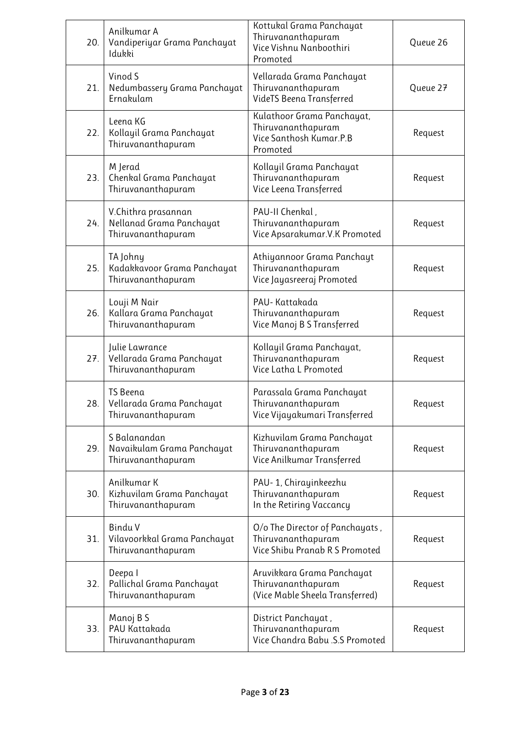| | | | |
|---|---|---|---|
| 20. | Anilkumar A<br>Vandiperiyar Grama Panchayat<br>Idukki | Kottukal Grama Panchayat<br>Thiruvananthapuram<br>Vice Vishnu Nanboothiri<br>Promoted | Queue 26 |
| 21. | Vinod S<br>Nedumbassery Grama Panchayat<br>Ernakulam | Vellarada Grama Panchayat<br>Thiruvananthapuram<br>VideTS Beena Transferred | Queue 27 |
| 22. | Leena KG<br>Kollayil Grama Panchayat<br>Thiruvananthapuram | Kulathoor Grama Panchayat,<br>Thiruvananthapuram<br>Vice Santhosh Kumar.P.B<br>Promoted | Request |
| 23. | M Jerad<br>Chenkal Grama Panchayat<br>Thiruvananthapuram | Kollayil Grama Panchayat<br>Thiruvananthapuram<br>Vice Leena Transferred | Request |
| 24. | V.Chithra prasannan<br>Nellanad Grama Panchayat<br>Thiruvananthapuram | PAU-II Chenkal ,<br>Thiruvananthapuram<br>Vice Apsarakumar.V.K Promoted | Request |
| 25. | TA Johny<br>Kadakkavoor Grama Panchayat<br>Thiruvananthapuram | Athiyannoor Grama Panchayt<br>Thiruvananthapuram<br>Vice Jayasreeraj Promoted | Request |
| 26. | Louji M Nair<br>Kallara Grama Panchayat<br>Thiruvananthapuram | PAU- Kattakada<br>Thiruvananthapuram<br>Vice Manoj B S Transferred | Request |
| 27. | Julie Lawrance<br>Vellarada Grama Panchayat<br>Thiruvananthapuram | Kollayil Grama Panchayat,<br>Thiruvananthapuram<br>Vice Latha L Promoted | Request |
| 28. | TS Beena<br>Vellarada Grama Panchayat<br>Thiruvananthapuram | Parassala Grama Panchayat<br>Thiruvananthapuram<br>Vice Vijayakumari Transferred | Request |
| 29. | S Balanandan<br>Navaikulam Grama Panchayat<br>Thiruvananthapuram | Kizhuvilam Grama Panchayat<br>Thiruvananthapuram<br>Vice Anilkumar Transferred | Request |
| 30. | Anilkumar K<br>Kizhuvilam Grama Panchayat<br>Thiruvananthapuram | PAU- 1, Chirayinkeezhu<br>Thiruvananthapuram<br>In the Retiring Vaccancy | Request |
| 31. | Bindu V<br>Vilavoorkkal Grama Panchayat<br>Thiruvananthapuram | O/o The Director of Panchayats ,<br>Thiruvananthapuram<br>Vice Shibu Pranab R S Promoted | Request |
| 32. | Deepa I<br>Pallichal Grama Panchayat<br>Thiruvananthapuram | Aruvikkara Grama Panchayat<br>Thiruvananthapuram<br>(Vice Mable Sheela Transferred) | Request |
| 33. | Manoj B S<br>PAU Kattakada<br>Thiruvananthapuram | District Panchayat ,<br>Thiruvananthapuram<br>Vice Chandra Babu .S.S Promoted | Request |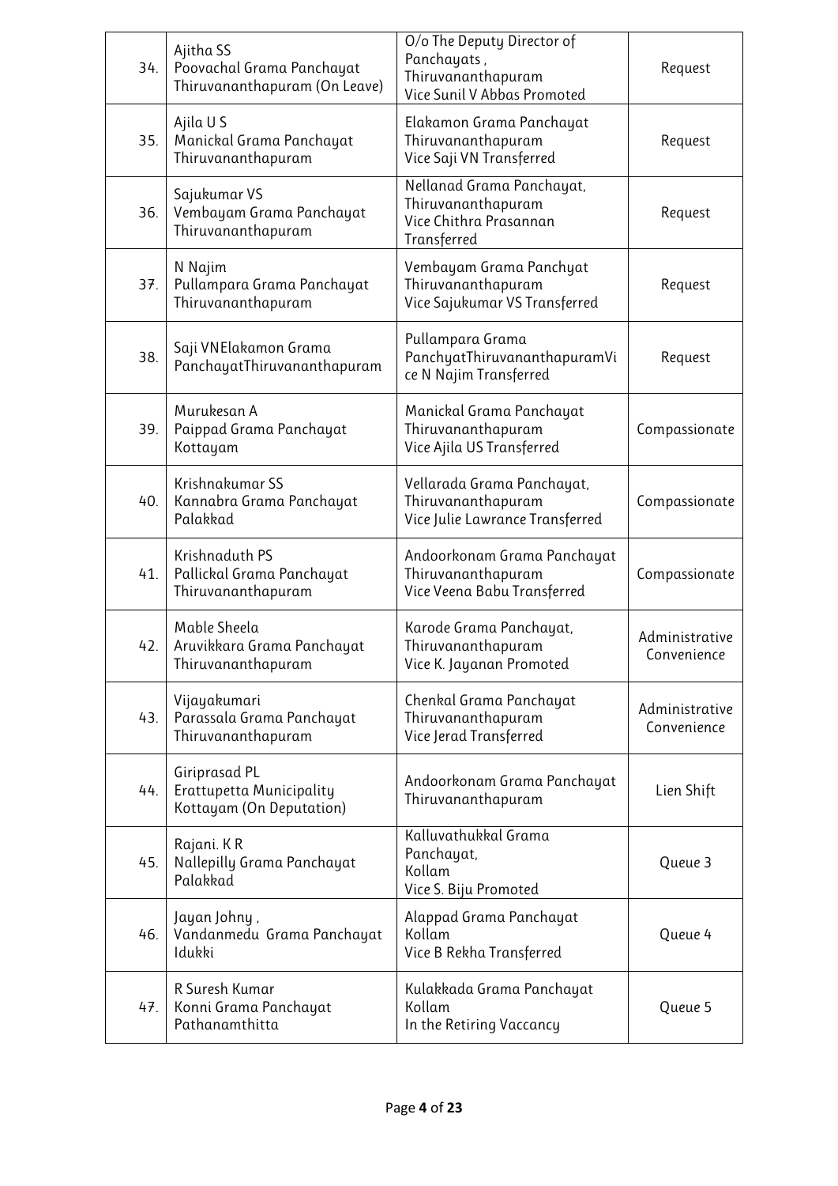| 34. | Ajitha SS<br>Poovachal Grama Panchayat<br>Thiruvananthapuram (On Leave) | O/o The Deputy Director of Panchayats ,<br>Thiruvananthapuram<br>Vice Sunil V Abbas Promoted | Request |
|---|---|---|---|
| 35. | Ajila U S<br>Manickal Grama Panchayat<br>Thiruvananthapuram | Elakamon Grama Panchayat<br>Thiruvananthapuram<br>Vice Saji VN Transferred | Request |
| 36. | Sajukumar VS<br>Vembayam Grama Panchayat<br>Thiruvananthapuram | Nellanad Grama Panchayat,<br>Thiruvananthapuram<br>Vice Chithra Prasannan Transferred | Request |
| 37. | N Najim<br>Pullampara Grama Panchayat<br>Thiruvananthapuram | Vembayam Grama Panchyat<br>Thiruvananthapuram<br>Vice Sajukumar VS Transferred | Request |
| 38. | Saji VNElakamon Grama PanchayatThiruvananthapuram | Pullampara Grama PanchyatThiruvananthapuramVice N Najim Transferred | Request |
| 39. | Murukesan A<br>Paippad Grama Panchayat<br>Kottayam | Manickal Grama Panchayat<br>Thiruvananthapuram<br>Vice Ajila US Transferred | Compassionate |
| 40. | Krishnakumar SS<br>Kannabra Grama Panchayat<br>Palakkad | Vellarada Grama Panchayat,<br>Thiruvananthapuram<br>Vice Julie Lawrance Transferred | Compassionate |
| 41. | Krishnaduth PS<br>Pallickal Grama Panchayat<br>Thiruvananthapuram | Andoorkonam Grama Panchayat<br>Thiruvananthapuram<br>Vice Veena Babu Transferred | Compassionate |
| 42. | Mable Sheela<br>Aruvikkara Grama Panchayat<br>Thiruvananthapuram | Karode Grama Panchayat,<br>Thiruvananthapuram<br>Vice K. Jayanan Promoted | Administrative Convenience |
| 43. | Vijayakumari<br>Parassala Grama Panchayat<br>Thiruvananthapuram | Chenkal Grama Panchayat<br>Thiruvananthapuram<br>Vice Jerad Transferred | Administrative Convenience |
| 44. | Giriprasad PL<br>Erattupetta Municipality<br>Kottayam (On Deputation) | Andoorkonam Grama Panchayat<br>Thiruvananthapuram | Lien Shift |
| 45. | Rajani. K R<br>Nallepilly Grama Panchayat<br>Palakkad | Kalluvathukkal Grama Panchayat,<br>Kollam<br>Vice S. Biju Promoted | Queue 3 |
| 46. | Jayan Johny ,<br>Vandanmedu Grama Panchayat<br>Idukki | Alappad Grama Panchayat<br>Kollam<br>Vice B Rekha Transferred | Queue 4 |
| 47. | R Suresh Kumar<br>Konni Grama Panchayat<br>Pathanamthitta | Kulakkada Grama Panchayat<br>Kollam<br>In the Retiring Vaccancy | Queue 5 |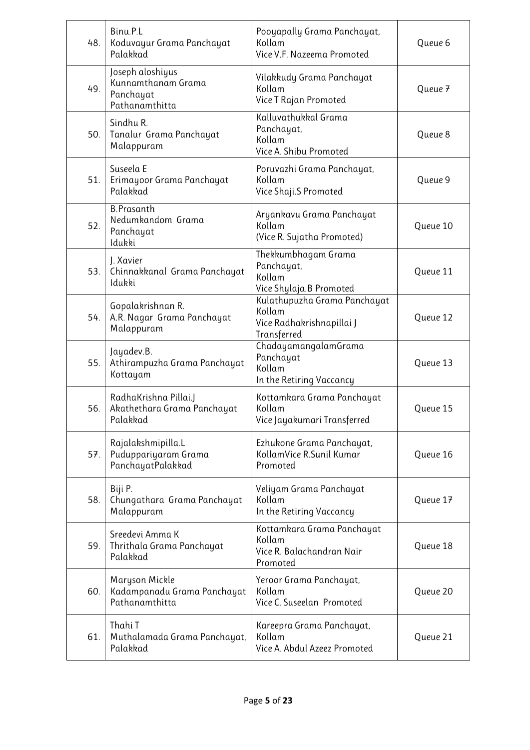| 48. | Binu.P.L<br>Koduvayur Grama Panchayat<br>Palakkad | Pooyapally Grama Panchayat,<br>Kollam<br>Vice V.F. Nazeema Promoted | Queue 6 |
|---|---|---|---|
| 49. | Joseph aloshiyus<br>Kunnamthanam Grama<br>Panchayat<br>Pathanamthitta | Vilakkudy Grama Panchayat<br>Kollam<br>Vice T Rajan Promoted | Queue 7 |
| 50. | Sindhu R.<br>Tanalur Grama Panchayat<br>Malappuram | Kalluvathukkal Grama<br>Panchayat,<br>Kollam<br>Vice A. Shibu Promoted | Queue 8 |
| 51. | Suseela E<br>Erimayoor Grama Panchayat<br>Palakkad | Poruvazhi Grama Panchayat,<br>Kollam<br>Vice Shaji.S Promoted | Queue 9 |
| 52. | B.Prasanth<br>Nedumkandom Grama<br>Panchayat<br>Idukki | Aryankavu Grama Panchayat<br>Kollam<br>(Vice R. Sujatha Promoted) | Queue 10 |
| 53. | J. Xavier<br>Chinnakkanal Grama Panchayat<br>Idukki | Thekkumbhagam Grama<br>Panchayat,<br>Kollam<br>Vice Shylaja.B Promoted | Queue 11 |
| 54. | Gopalakrishnan R.<br>A.R. Nagar Grama Panchayat<br>Malappuram | Kulathupuzha Grama Panchayat<br>Kollam<br>Vice Radhakrishnapillai J<br>Transferred | Queue 12 |
| 55. | Jayadev.B.<br>Athirampuzha Grama Panchayat<br>Kottayam | ChadayamangalamGrama<br>Panchayat<br>Kollam<br>In the Retiring Vaccancy | Queue 13 |
| 56. | RadhaKrishna Pillai.J<br>Akathethara Grama Panchayat<br>Palakkad | Kottamkara Grama Panchayat<br>Kollam<br>Vice Jayakumari Transferred | Queue 15 |
| 57. | Rajalakshmipilla.L<br>Puduppariyaram Grama<br>PanchayatPalakkad | Ezhukone Grama Panchayat,<br>KollamVice R.Sunil Kumar<br>Promoted | Queue 16 |
| 58. | Biji P.<br>Chungathara Grama Panchayat<br>Malappuram | Veliyam Grama Panchayat<br>Kollam<br>In the Retiring Vaccancy | Queue 17 |
| 59. | Sreedevi Amma K<br>Thrithala Grama Panchayat<br>Palakkad | Kottamkara Grama Panchayat<br>Kollam<br>Vice R. Balachandran Nair<br>Promoted | Queue 18 |
| 60. | Maryson Mickle<br>Kadampanadu Grama Panchayat<br>Pathanamthitta | Yeroor Grama Panchayat,<br>Kollam<br>Vice C. Suseelan Promoted | Queue 20 |
| 61. | Thahi T<br>Muthalamada Grama Panchayat,<br>Palakkad | Kareepra Grama Panchayat,<br>Kollam<br>Vice A. Abdul Azeez Promoted | Queue 21 |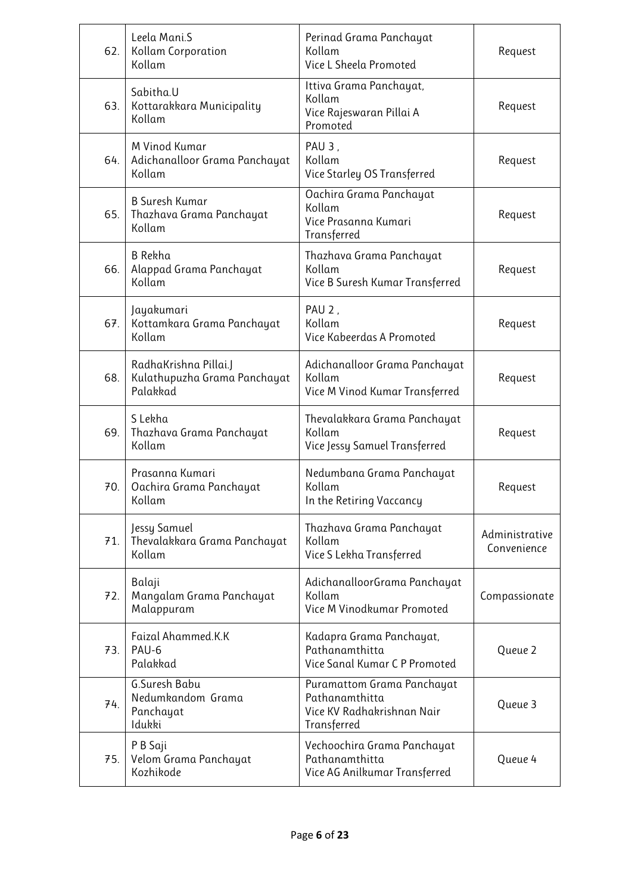| | | | |
|---|---|---|---|
| 62. | Leela Mani.S<br>Kollam Corporation<br>Kollam | Perinad Grama Panchayat<br>Kollam<br>Vice L Sheela Promoted | Request |
| 63. | Sabitha.U<br>Kottarakkara Municipality<br>Kollam | Ittiva Grama Panchayat,<br>Kollam<br>Vice Rajeswaran Pillai A Promoted | Request |
| 64. | M Vinod Kumar<br>Adichanalloor Grama Panchayat<br>Kollam | PAU 3 ,<br>Kollam<br>Vice Starley OS Transferred | Request |
| 65. | B Suresh Kumar<br>Thazhava Grama Panchayat<br>Kollam | Oachira Grama Panchayat<br>Kollam<br>Vice Prasanna Kumari Transferred | Request |
| 66. | B Rekha<br>Alappad Grama Panchayat<br>Kollam | Thazhava Grama Panchayat<br>Kollam<br>Vice B Suresh Kumar Transferred | Request |
| 67. | Jayakumari<br>Kottamkara Grama Panchayat<br>Kollam | PAU 2 ,<br>Kollam<br>Vice Kabeerdas A Promoted | Request |
| 68. | RadhaKrishna Pillai.J<br>Kulathupuzha Grama Panchayat<br>Palakkad | Adichanalloor Grama Panchayat<br>Kollam<br>Vice M Vinod Kumar Transferred | Request |
| 69. | S Lekha<br>Thazhava Grama Panchayat<br>Kollam | Thevalakkara Grama Panchayat<br>Kollam<br>Vice Jessy Samuel Transferred | Request |
| 70. | Prasanna Kumari<br>Oachira Grama Panchayat<br>Kollam | Nedumbana Grama Panchayat<br>Kollam<br>In the Retiring Vaccancy | Request |
| 71. | Jessy Samuel<br>Thevalakkara Grama Panchayat<br>Kollam | Thazhava Grama Panchayat<br>Kollam<br>Vice S Lekha Transferred | Administrative Convenience |
| 72. | Balaji<br>Mangalam Grama Panchayat<br>Malappuram | AdichanalloorGrama Panchayat<br>Kollam<br>Vice M Vinodkumar Promoted | Compassionate |
| 73. | Faizal Ahammed.K.K<br>PAU-6<br>Palakkad | Kadapra Grama Panchayat,<br>Pathanamthitta<br>Vice Sanal Kumar C P Promoted | Queue 2 |
| 74. | G.Suresh Babu<br>Nedumkandom Grama Panchayat<br>Idukki | Puramattom Grama Panchayat<br>Pathanamthitta<br>Vice KV Radhakrishnan Nair Transferred | Queue 3 |
| 75. | P B Saji<br>Velom Grama Panchayat<br>Kozhikode | Vechoochira Grama Panchayat<br>Pathanamthitta<br>Vice AG Anilkumar Transferred | Queue 4 |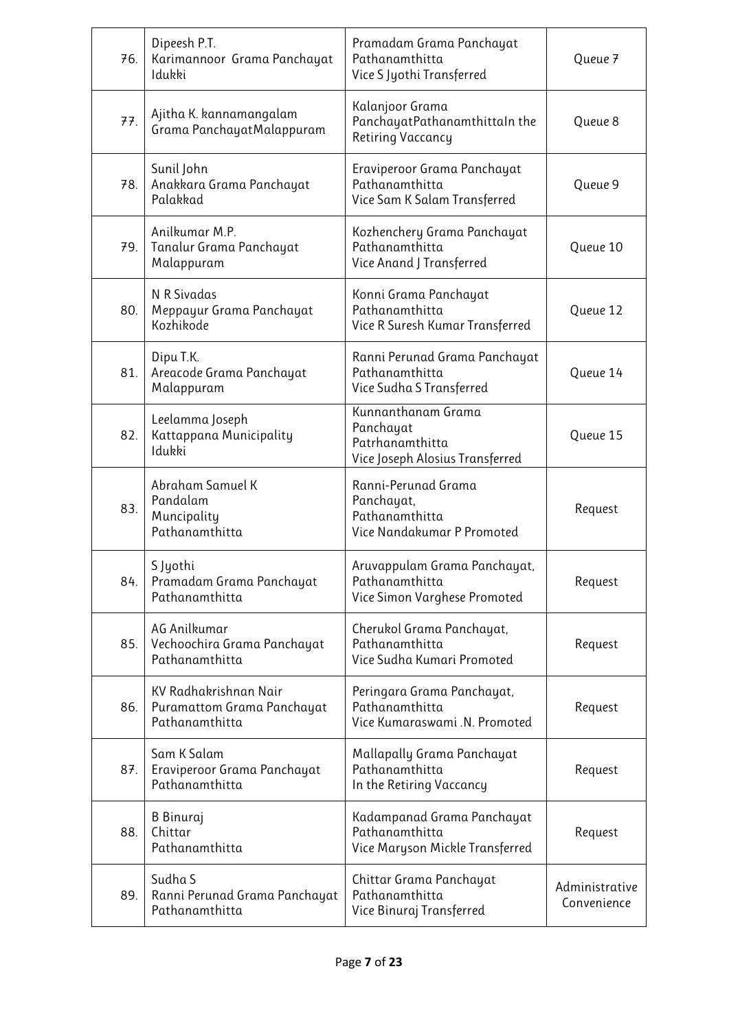| 76. | Dipeesh P.T.<br>Karimannoor Grama Panchayat<br>Idukki | Pramadam Grama Panchayat<br>Pathanamthitta<br>Vice S Jyothi Transferred | Queue 7 |
|---|---|---|---|
| 77. | Ajitha K. kannamangalam<br>Grama PanchayatMalappuram | Kalanjoor Grama<br>PanchayatPathanamthittaIn the<br>Retiring Vaccancy | Queue 8 |
| 78. | Sunil John<br>Anakkara Grama Panchayat<br>Palakkad | Eraviperoor Grama Panchayat<br>Pathanamthitta<br>Vice Sam K Salam Transferred | Queue 9 |
| 79. | Anilkumar M.P.<br>Tanalur Grama Panchayat<br>Malappuram | Kozhenchery Grama Panchayat<br>Pathanamthitta<br>Vice Anand J Transferred | Queue 10 |
| 80. | N R Sivadas<br>Meppayur Grama Panchayat<br>Kozhikode | Konni Grama Panchayat<br>Pathanamthitta<br>Vice R Suresh Kumar Transferred | Queue 12 |
| 81. | Dipu T.K.<br>Areacode Grama Panchayat<br>Malappuram | Ranni Perunad Grama Panchayat<br>Pathanamthitta<br>Vice Sudha S Transferred | Queue 14 |
| 82. | Leelamma Joseph<br>Kattappana Municipality<br>Idukki | Kunnanthanam Grama<br>Panchayat<br>Patrhanamthitta<br>Vice Joseph Alosius Transferred | Queue 15 |
| 83. | Abraham Samuel K<br>Pandalam<br>Muncipality<br>Pathanamthitta | Ranni-Perunad Grama<br>Panchayat,<br>Pathanamthitta<br>Vice Nandakumar P Promoted | Request |
| 84. | S Jyothi<br>Pramadam Grama Panchayat<br>Pathanamthitta | Aruvappulam Grama Panchayat,<br>Pathanamthitta<br>Vice Simon Varghese Promoted | Request |
| 85. | AG Anilkumar<br>Vechoochira Grama Panchayat<br>Pathanamthitta | Cherukol Grama Panchayat,<br>Pathanamthitta<br>Vice Sudha Kumari Promoted | Request |
| 86. | KV Radhakrishnan Nair<br>Puramattom Grama Panchayat<br>Pathanamthitta | Peringara Grama Panchayat,<br>Pathanamthitta<br>Vice Kumaraswami .N. Promoted | Request |
| 87. | Sam K Salam<br>Eraviperoor Grama Panchayat<br>Pathanamthitta | Mallapally Grama Panchayat<br>Pathanamthitta<br>In the Retiring Vaccancy | Request |
| 88. | B Binuraj<br>Chittar<br>Pathanamthitta | Kadampanad Grama Panchayat<br>Pathanamthitta<br>Vice Maryson Mickle Transferred | Request |
| 89. | Sudha S<br>Ranni Perunad Grama Panchayat<br>Pathanamthitta | Chittar Grama Panchayat<br>Pathanamthitta<br>Vice Binuraj Transferred | Administrative Convenience |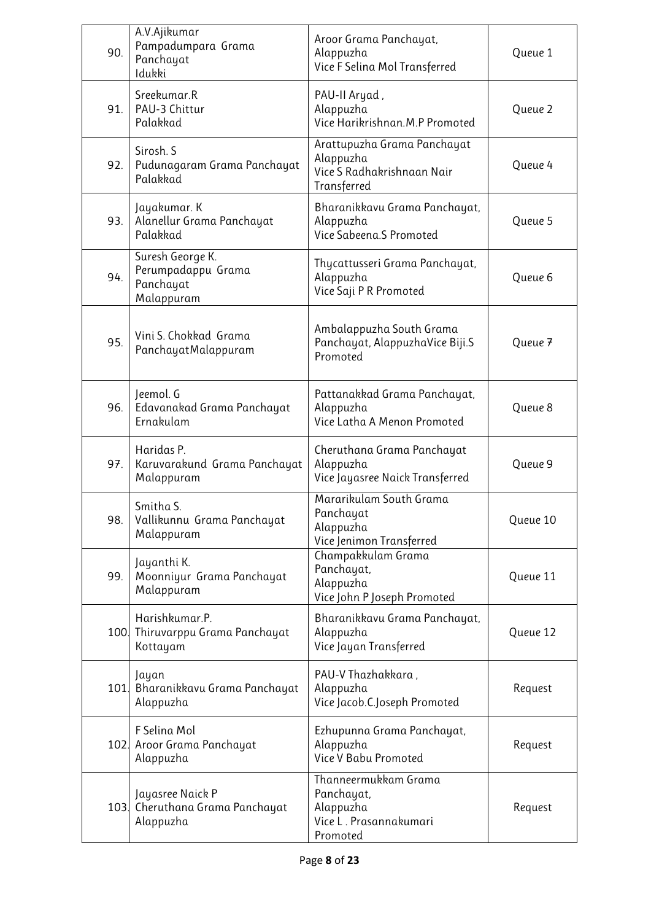| | | | |
|---|---|---|---|
| 90. | A.V.Ajikumar<br>Pampadumpara Grama Panchayat<br>Idukki | Aroor Grama Panchayat, Alappuzha<br>Vice F Selina Mol Transferred | Queue 1 |
| 91. | Sreekumar.R<br>PAU-3 Chittur<br>Palakkad | PAU-II Aryad ,<br>Alappuzha<br>Vice Harikrishnan.M.P Promoted | Queue 2 |
| 92. | Sirosh. S<br>Pudunagaram Grama Panchayat<br>Palakkad | Arattupuzha Grama Panchayat<br>Alappuzha<br>Vice S Radhakrishnaan Nair Transferred | Queue 4 |
| 93. | Jayakumar. K<br>Alanellur Grama Panchayat<br>Palakkad | Bharanikkavu Grama Panchayat,<br>Alappuzha<br>Vice Sabeena.S Promoted | Queue 5 |
| 94. | Suresh George K.<br>Perumpadappu Grama Panchayat<br>Malappuram | Thycattusseri Grama Panchayat,<br>Alappuzha<br>Vice Saji P R Promoted | Queue 6 |
| 95. | Vini S. Chokkad Grama PanchayatMalappuram | Ambalappuzha South Grama Panchayat, AlappuzhaVice Biji.S Promoted | Queue 7 |
| 96. | Jeemol. G<br>Edavanakad Grama Panchayat<br>Ernakulam | Pattanakkad Grama Panchayat,<br>Alappuzha<br>Vice Latha A Menon Promoted | Queue 8 |
| 97. | Haridas P.<br>Karuvarakund Grama Panchayat<br>Malappuram | Cheruthana Grama Panchayat<br>Alappuzha<br>Vice Jayasree Naick Transferred | Queue 9 |
| 98. | Smitha S.<br>Vallikunnu Grama Panchayat<br>Malappuram | Mararikulam South Grama Panchayat<br>Alappuzha<br>Vice Jenimon Transferred | Queue 10 |
| 99. | Jayanthi K.<br>Moonniyur Grama Panchayat<br>Malappuram | Champakkulam Grama Panchayat,<br>Alappuzha<br>Vice John P Joseph Promoted | Queue 11 |
| 100. | Harishkumar.P.<br>Thiruvarppu Grama Panchayat<br>Kottayam | Bharanikkavu Grama Panchayat,<br>Alappuzha<br>Vice Jayan Transferred | Queue 12 |
| 101. | Jayan<br>Bharanikkavu Grama Panchayat<br>Alappuzha | PAU-V Thazhakkara ,<br>Alappuzha<br>Vice Jacob.C.Joseph Promoted | Request |
| 102. | F Selina Mol<br>Aroor Grama Panchayat<br>Alappuzha | Ezhupunna Grama Panchayat,<br>Alappuzha<br>Vice V Babu Promoted | Request |
| 103. | Jayasree Naick P<br>Cheruthana Grama Panchayat<br>Alappuzha | Thanneermukkam Grama Panchayat,<br>Alappuzha<br>Vice L . Prasannakumari Promoted | Request |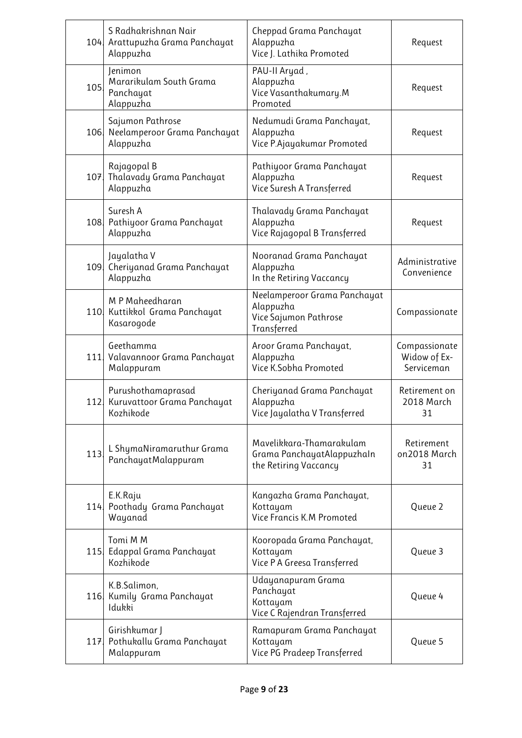| | | | |
|---|---|---|---|
| 104. | S Radhakrishnan Nair Arattupuzha Grama Panchayat Alappuzha | Cheppad Grama Panchayat Alappuzha Vice J. Lathika Promoted | Request |
| 105. | Jenimon Mararikulam South Grama Panchayat Alappuzha | PAU-II Aryad , Alappuzha Vice Vasanthakumary.M Promoted | Request |
| 106. | Sajumon Pathrose Neelamperoor Grama Panchayat Alappuzha | Nedumudi Grama Panchayat, Alappuzha Vice P.Ajayakumar Promoted | Request |
| 107. | Rajagopal B Thalavady Grama Panchayat Alappuzha | Pathiyoor Grama Panchayat Alappuzha Vice Suresh A Transferred | Request |
| 108. | Suresh A Pathiyoor Grama Panchayat Alappuzha | Thalavady Grama Panchayat Alappuzha Vice Rajagopal B Transferred | Request |
| 109. | Jayalatha V Cheriyanad Grama Panchayat Alappuzha | Nooranad Grama Panchayat Alappuzha In the Retiring Vaccancy | Administrative Convenience |
| 110. | M P Maheedharan Kuttikkol Grama Panchayat Kasarogode | Neelamperoor Grama Panchayat Alappuzha Vice Sajumon Pathrose Transferred | Compassionate |
| 111. | Geethamma Valavannoor Grama Panchayat Malappuram | Aroor Grama Panchayat, Alappuzha Vice K.Sobha Promoted | Compassionate Widow of Ex-Serviceman |
| 112. | Purushothamaprasad Kuruvattoor Grama Panchayat Kozhikode | Cheriyanad Grama Panchayat Alappuzha Vice Jayalatha V Transferred | Retirement on 2018 March 31 |
| 113. | L ShymaNiramaruthur Grama PanchayatMalappuram | Mavelikkara-Thamarakulam Grama PanchayatAlappuzhaIn the Retiring Vaccancy | Retirement on2018 March 31 |
| 114. | E.K.Raju Poothady Grama Panchayat Wayanad | Kangazha Grama Panchayat, Kottayam Vice Francis K.M Promoted | Queue 2 |
| 115. | Tomi M M Edappal Grama Panchayat Kozhikode | Kooropada Grama Panchayat, Kottayam Vice P A Greesa Transferred | Queue 3 |
| 116. | K.B.Salimon, Kumily Grama Panchayat Idukki | Udayanapuram Grama Panchayat Kottayam Vice C Rajendran Transferred | Queue 4 |
| 117. | Girishkumar J Pothukallu Grama Panchayat Malappuram | Ramapuram Grama Panchayat Kottayam Vice PG Pradeep Transferred | Queue 5 |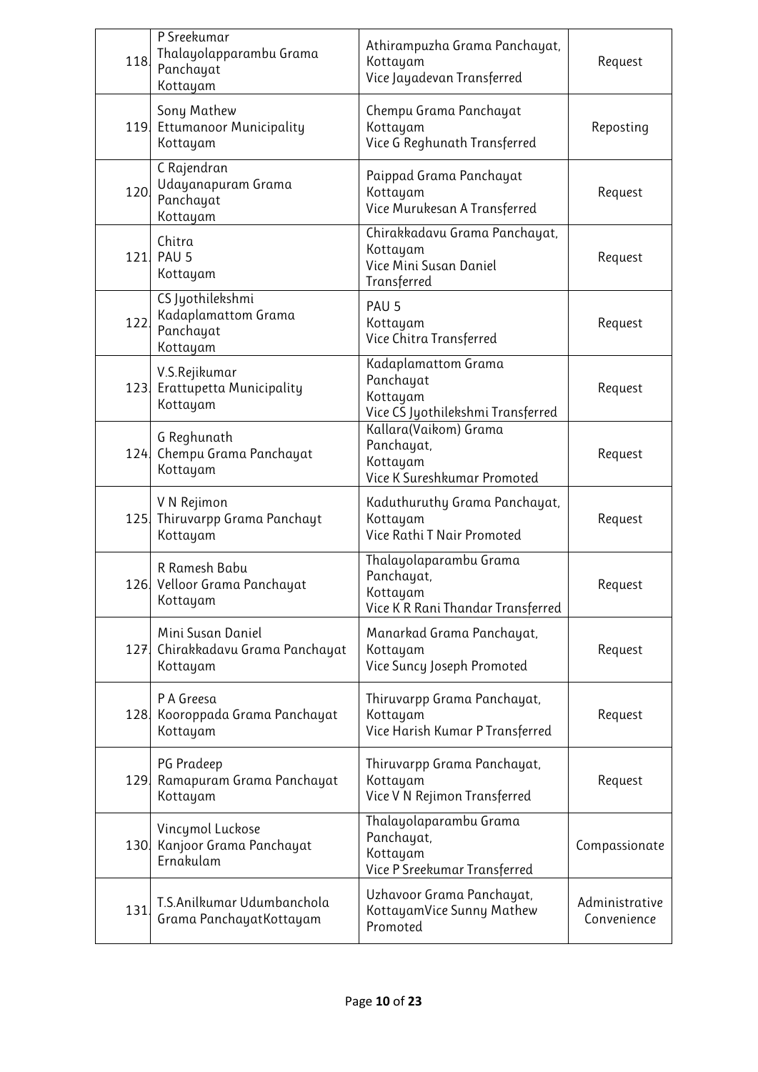| | | | |
|---|---|---|---|
| 118. | P Sreekumar<br>Thalayolapparambu Grama Panchayat<br>Kottayam | Athirampuzha Grama Panchayat, Kottayam<br>Vice Jayadevan Transferred | Request |
| 119. | Sony Mathew<br>Ettumanoor Municipality<br>Kottayam | Chempu Grama Panchayat<br>Kottayam<br>Vice G Reghunath Transferred | Reposting |
| 120. | C Rajendran<br>Udayanapuram Grama Panchayat<br>Kottayam | Paippad Grama Panchayat<br>Kottayam<br>Vice Murukesan A Transferred | Request |
| 121. | Chitra<br>PAU 5<br>Kottayam | Chirakkadavu Grama Panchayat, Kottayam<br>Vice Mini Susan Daniel Transferred | Request |
| 122. | CS Jyothilekshmi<br>Kadaplamattom Grama Panchayat<br>Kottayam | PAU 5<br>Kottayam<br>Vice Chitra Transferred | Request |
| 123. | V.S.Rejikumar<br>Erattupetta Municipality<br>Kottayam | Kadaplamattom Grama Panchayat<br>Kottayam<br>Vice CS Jyothilekshmi Transferred | Request |
| 124. | G Reghunath<br>Chempu Grama Panchayat<br>Kottayam | Kallara(Vaikom) Grama Panchayat,<br>Kottayam<br>Vice K Sureshkumar Promoted | Request |
| 125. | V N Rejimon<br>Thiruvarpp Grama Panchayt<br>Kottayam | Kaduthuruthy Grama Panchayat, Kottayam<br>Vice Rathi T Nair Promoted | Request |
| 126. | R Ramesh Babu<br>Velloor Grama Panchayat<br>Kottayam | Thalayolaparambu Grama Panchayat,<br>Kottayam<br>Vice K R Rani Thandar Transferred | Request |
| 127. | Mini Susan Daniel<br>Chirakkadavu Grama Panchayat<br>Kottayam | Manarkad Grama Panchayat, Kottayam<br>Vice Suncy Joseph Promoted | Request |
| 128. | P A Greesa<br>Kooroppada Grama Panchayat<br>Kottayam | Thiruvarpp Grama Panchayat, Kottayam<br>Vice Harish Kumar P Transferred | Request |
| 129. | PG Pradeep<br>Ramapuram Grama Panchayat<br>Kottayam | Thiruvarpp Grama Panchayat, Kottayam<br>Vice V N Rejimon Transferred | Request |
| 130. | Vincymol Luckose<br>Kanjoor Grama Panchayat<br>Ernakulam | Thalayolaparambu Grama Panchayat,<br>Kottayam<br>Vice P Sreekumar Transferred | Compassionate |
| 131. | T.S.Anilkumar Udumbanchola Grama PanchayatKottayam | Uzhavoor Grama Panchayat, KottayamVice Sunny Mathew Promoted | Administrative Convenience |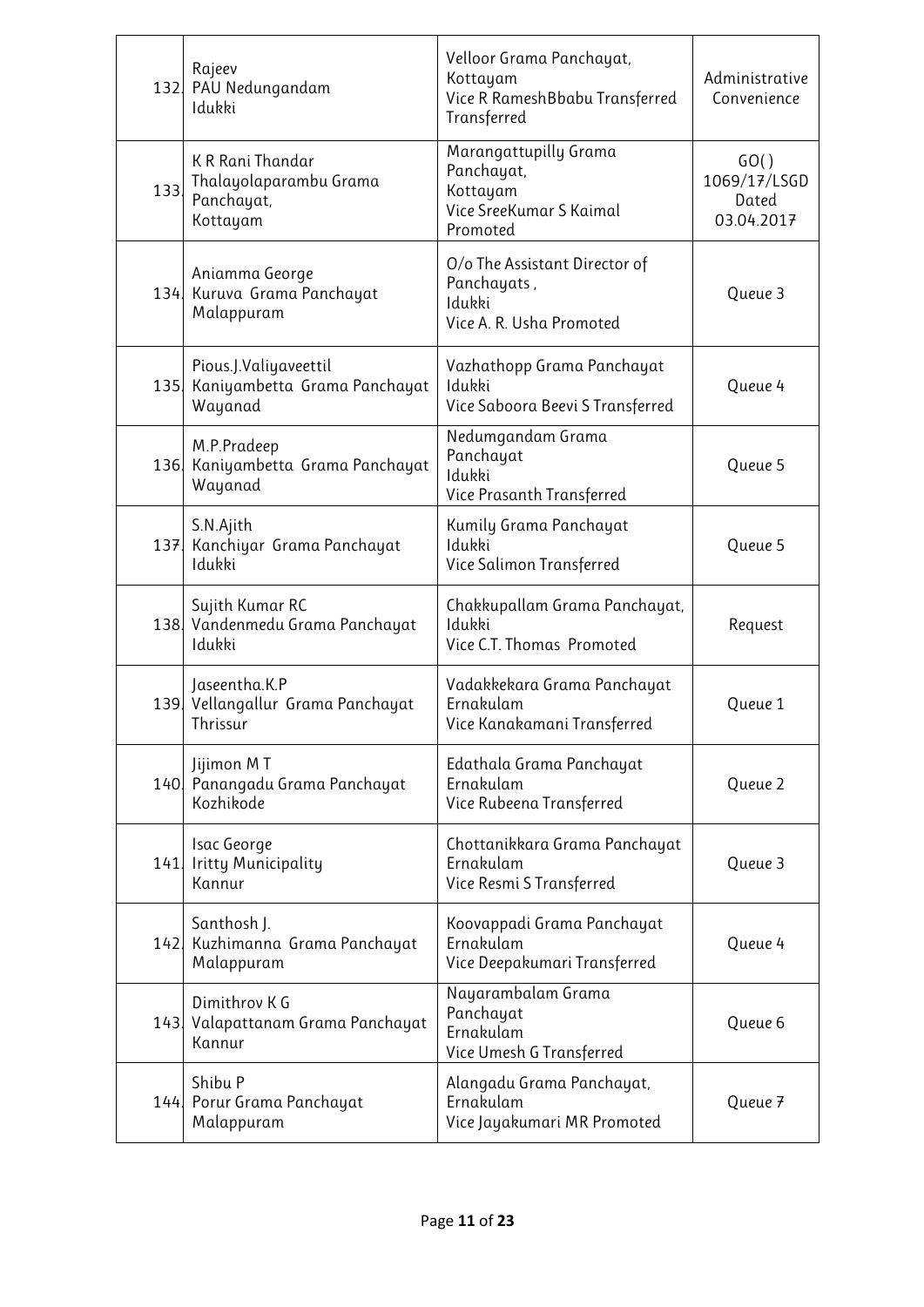| | | | |
|---|---|---|---|
| 132. | Rajeev<br>PAU Nedungandam<br>Idukki | Velloor Grama Panchayat,<br>Kottayam<br>Vice R RameshBbabu Transferred<br>Transferred | Administrative Convenience |
| 133. | K R Rani Thandar<br>Thalayolaparambu Grama Panchayat,<br>Kottayam | Marangattupilly Grama Panchayat,<br>Kottayam<br>Vice SreeKumar S Kaimal<br>Promoted | GO()<br>1069/17/LSGD<br>Dated<br>03.04.2017 |
| 134. | Aniamma George<br>Kuruva Grama Panchayat<br>Malappuram | O/o The Assistant Director of Panchayats ,<br>Idukki<br>Vice A. R. Usha Promoted | Queue 3 |
| 135. | Pious.J.Valiyaveettil<br>Kaniyambetta Grama Panchayat<br>Wayanad | Vazhathopp Grama Panchayat<br>Idukki<br>Vice Saboora Beevi S Transferred | Queue 4 |
| 136. | M.P.Pradeep<br>Kaniyambetta Grama Panchayat<br>Wayanad | Nedumgandam Grama Panchayat<br>Idukki<br>Vice Prasanth Transferred | Queue 5 |
| 137. | S.N.Ajith<br>Kanchiyar Grama Panchayat<br>Idukki | Kumily Grama Panchayat<br>Idukki<br>Vice Salimon Transferred | Queue 5 |
| 138. | Sujith Kumar RC<br>Vandenmedu Grama Panchayat<br>Idukki | Chakkupallam Grama Panchayat,<br>Idukki<br>Vice C.T. Thomas Promoted | Request |
| 139. | Jaseentha.K.P<br>Vellangallur Grama Panchayat<br>Thrissur | Vadakkekara Grama Panchayat<br>Ernakulam<br>Vice Kanakamani Transferred | Queue 1 |
| 140. | Jijimon M T<br>Panangadu Grama Panchayat<br>Kozhikode | Edathala Grama Panchayat<br>Ernakulam<br>Vice Rubeena Transferred | Queue 2 |
| 141. | Isac George<br>Iritty Municipality<br>Kannur | Chottanikkara Grama Panchayat<br>Ernakulam<br>Vice Resmi S Transferred | Queue 3 |
| 142. | Santhosh J.<br>Kuzhimanna Grama Panchayat<br>Malappuram | Koovappadi Grama Panchayat<br>Ernakulam<br>Vice Deepakumari Transferred | Queue 4 |
| 143. | Dimithrov K G<br>Valapattanam Grama Panchayat<br>Kannur | Nayarambalam Grama Panchayat<br>Ernakulam<br>Vice Umesh G Transferred | Queue 6 |
| 144. | Shibu P<br>Porur Grama Panchayat<br>Malappuram | Alangadu Grama Panchayat,<br>Ernakulam<br>Vice Jayakumari MR Promoted | Queue 7 |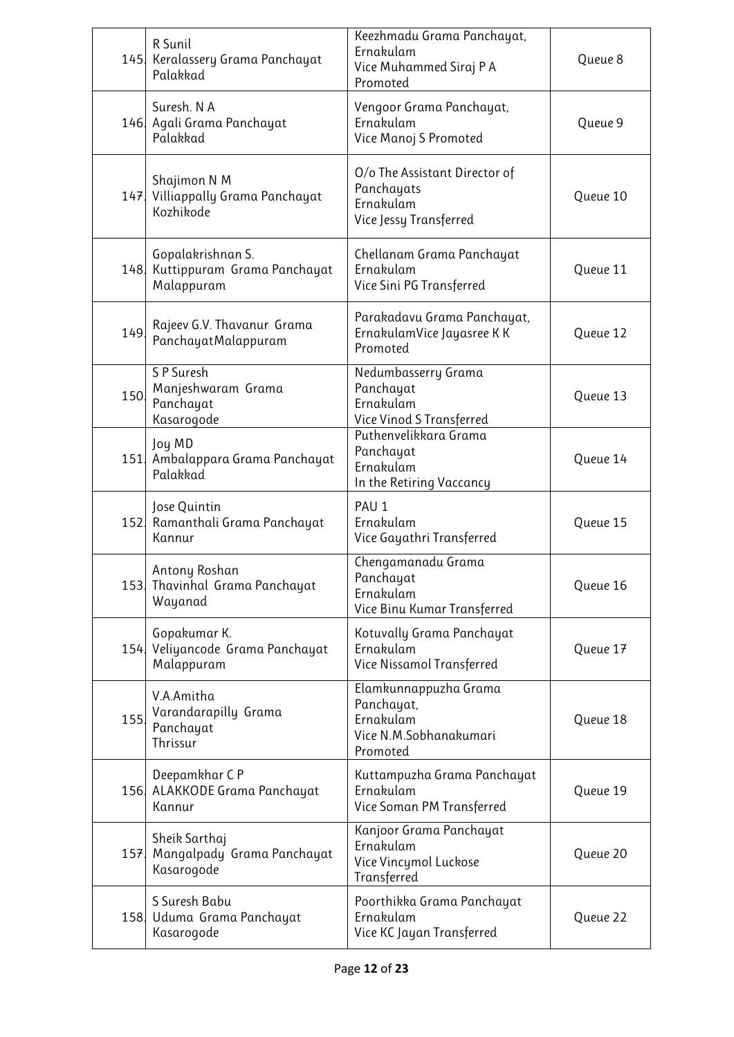| | | | |
|---|---|---|---|
| 145. | R Sunil<br>Keralassery Grama Panchayat<br>Palakkad | Keezhmadu Grama Panchayat, Ernakulam<br>Vice Muhammed Siraj P A Promoted | Queue 8 |
| 146. | Suresh. N A<br>Agali Grama Panchayat<br>Palakkad | Vengoor Grama Panchayat, Ernakulam<br>Vice Manoj S Promoted | Queue 9 |
| 147. | Shajimon N M<br>Villiappally Grama Panchayat<br>Kozhikode | O/o The Assistant Director of Panchayats<br>Ernakulam<br>Vice Jessy Transferred | Queue 10 |
| 148. | Gopalakrishnan S.<br>Kuttippuram Grama Panchayat<br>Malappuram | Chellanam Grama Panchayat<br>Ernakulam<br>Vice Sini PG Transferred | Queue 11 |
| 149. | Rajeev G.V. Thavanur Grama PanchayatMalappuram | Parakadavu Grama Panchayat, ErnakulamVice Jayasree K K Promoted | Queue 12 |
| 150. | S P Suresh<br>Manjeshwaram Grama Panchayat<br>Kasarogode | Nedumbasserry Grama Panchayat<br>Ernakulam<br>Vice Vinod S Transferred | Queue 13 |
| 151. | Joy MD<br>Ambalappara Grama Panchayat<br>Palakkad | Puthenvelikkara Grama Panchayat<br>Ernakulam<br>In the Retiring Vaccancy | Queue 14 |
| 152. | Jose Quintin<br>Ramanthali Grama Panchayat<br>Kannur | PAU 1<br>Ernakulam<br>Vice Gayathri Transferred | Queue 15 |
| 153. | Antony Roshan<br>Thavinhal Grama Panchayat<br>Wayanad | Chengamanadu Grama Panchayat<br>Ernakulam<br>Vice Binu Kumar Transferred | Queue 16 |
| 154. | Gopakumar K.<br>Veliyancode Grama Panchayat<br>Malappuram | Kotuvally Grama Panchayat<br>Ernakulam<br>Vice Nissamol Transferred | Queue 17 |
| 155. | V.A.Amitha<br>Varandarapilly Grama Panchayat<br>Thrissur | Elamkunnappuzha Grama Panchayat,<br>Ernakulam<br>Vice N.M.Sobhanakumari Promoted | Queue 18 |
| 156. | Deepamkhar C P<br>ALAKKODE Grama Panchayat<br>Kannur | Kuttampuzha Grama Panchayat<br>Ernakulam<br>Vice Soman PM Transferred | Queue 19 |
| 157. | Sheik Sarthaj<br>Mangalpady Grama Panchayat<br>Kasarogode | Kanjoor Grama Panchayat<br>Ernakulam<br>Vice Vincymol Luckose Transferred | Queue 20 |
| 158. | S Suresh Babu<br>Uduma Grama Panchayat<br>Kasarogode | Poorthikka Grama Panchayat<br>Ernakulam<br>Vice KC Jayan Transferred | Queue 22 |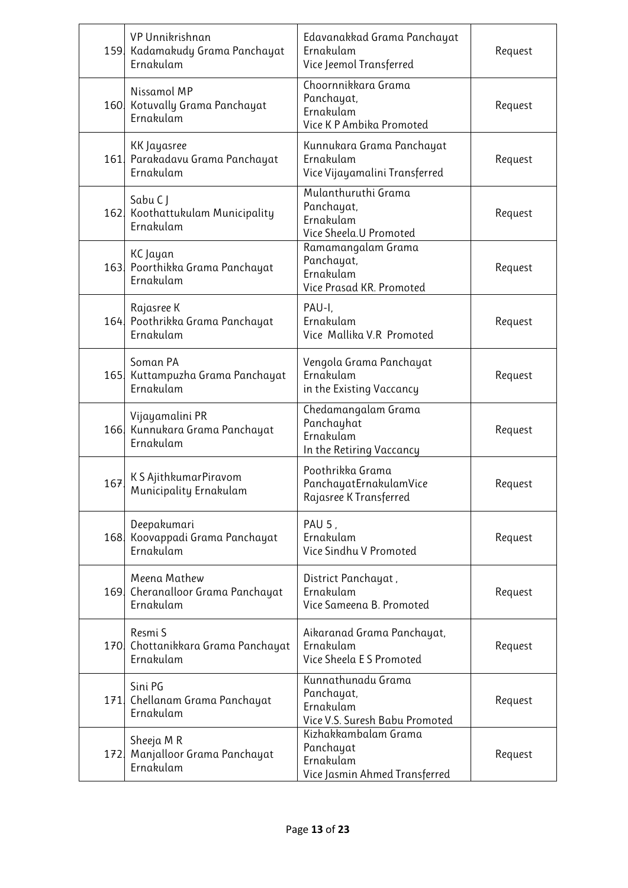| | | | |
|---|---|---|---|
| 159. | VP Unnikrishnan Kadamakudy Grama Panchayat Ernakulam | Edavanakkad Grama Panchayat Ernakulam Vice Jeemol Transferred | Request |
| 160. | Nissamol MP Kotuvally Grama Panchayat Ernakulam | Choornnikkara Grama Panchayat, Ernakulam Vice K P Ambika Promoted | Request |
| 161. | KK Jayasree Parakadavu Grama Panchayat Ernakulam | Kunnukara Grama Panchayat Ernakulam Vice Vijayamalini Transferred | Request |
| 162. | Sabu C J Koothattukulam Municipality Ernakulam | Mulanthuruthi Grama Panchayat, Ernakulam Vice Sheela.U Promoted | Request |
| 163. | KC Jayan Poorthikka Grama Panchayat Ernakulam | Ramamangalam Grama Panchayat, Ernakulam Vice Prasad KR. Promoted | Request |
| 164. | Rajasree K Poothrikka Grama Panchayat Ernakulam | PAU-I, Ernakulam Vice Mallika V.R Promoted | Request |
| 165. | Soman PA Kuttampuzha Grama Panchayat Ernakulam | Vengola Grama Panchayat Ernakulam in the Existing Vaccancy | Request |
| 166. | Vijayamalini PR Kunnukara Grama Panchayat Ernakulam | Chedamangalam Grama Panchayhat Ernakulam In the Retiring Vaccancy | Request |
| 167. | K S AjithkumarPiravom Municipality Ernakulam | Poothrikka Grama PanchayatErnakulamVice Rajasree K Transferred | Request |
| 168. | Deepakumari Koovappadi Grama Panchayat Ernakulam | PAU 5 , Ernakulam Vice Sindhu V Promoted | Request |
| 169. | Meena Mathew Cheranalloor Grama Panchayat Ernakulam | District Panchayat , Ernakulam Vice Sameena B. Promoted | Request |
| 170. | Resmi S Chottanikkara Grama Panchayat Ernakulam | Aikaranad Grama Panchayat, Ernakulam Vice Sheela E S Promoted | Request |
| 171. | Sini PG Chellanam Grama Panchayat Ernakulam | Kunnathunadu Grama Panchayat, Ernakulam Vice V.S. Suresh Babu Promoted | Request |
| 172. | Sheeja M R Manjalloor Grama Panchayat Ernakulam | Kizhakkambalam Grama Panchayat Ernakulam Vice Jasmin Ahmed Transferred | Request |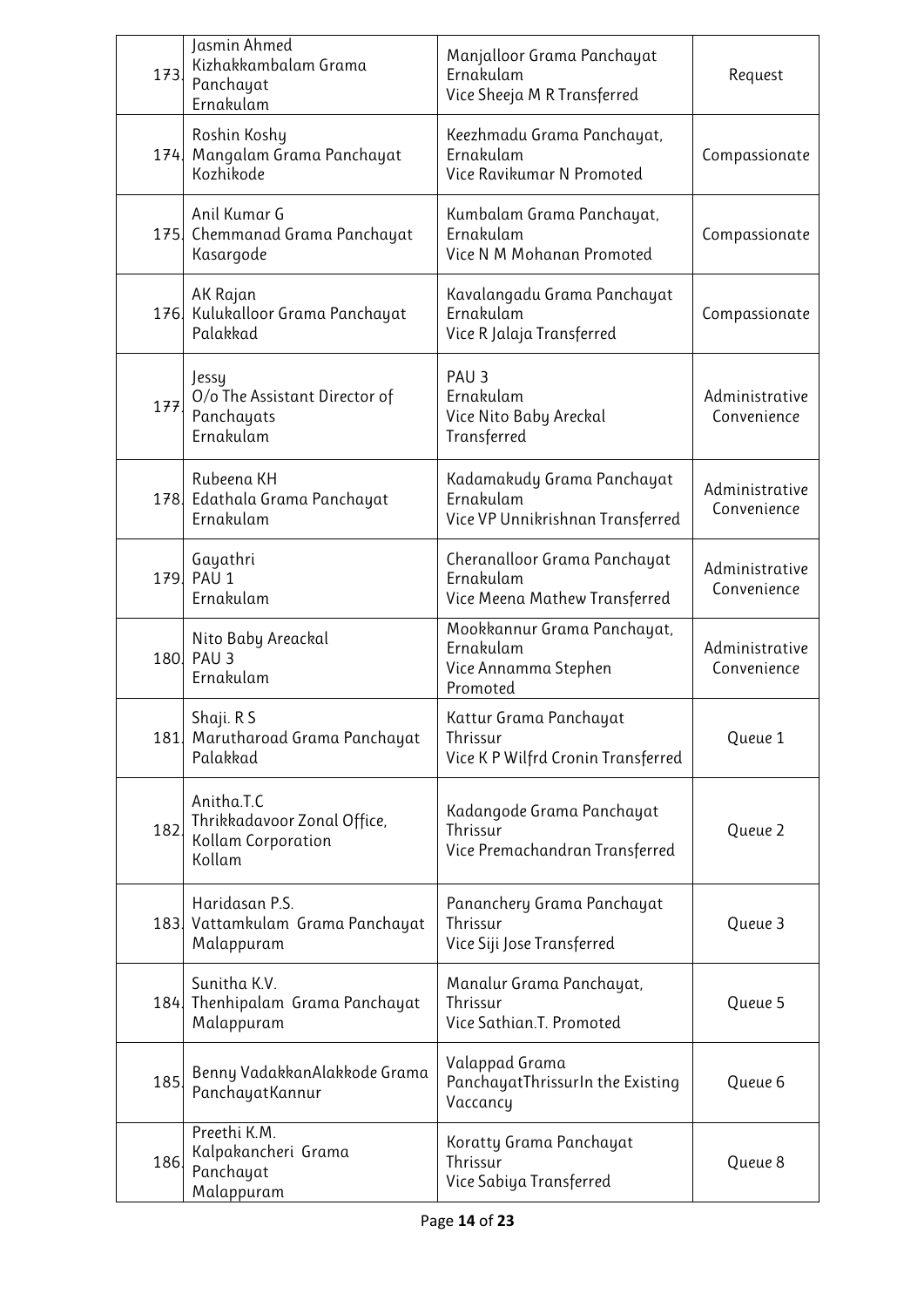| 173. | Jasmin Ahmed<br>Kizhakkambalam Grama Panchayat<br>Ernakulam | Manjalloor Grama Panchayat<br>Ernakulam<br>Vice Sheeja M R Transferred | Request |
|---|---|---|---|
| 174. | Roshin Koshy<br>Mangalam Grama Panchayat<br>Kozhikode | Keezhmadu Grama Panchayat,<br>Ernakulam<br>Vice Ravikumar N Promoted | Compassionate |
| 175. | Anil Kumar G<br>Chemmanad Grama Panchayat<br>Kasargode | Kumbalam Grama Panchayat,<br>Ernakulam<br>Vice N M Mohanan Promoted | Compassionate |
| 176. | AK Rajan<br>Kulukalloor Grama Panchayat<br>Palakkad | Kavalangadu Grama Panchayat<br>Ernakulam<br>Vice R Jalaja Transferred | Compassionate |
| 177. | Jessy<br>O/o The Assistant Director of Panchayats<br>Ernakulam | PAU 3<br>Ernakulam<br>Vice Nito Baby Areckal Transferred | Administrative Convenience |
| 178. | Rubeena KH<br>Edathala Grama Panchayat<br>Ernakulam | Kadamakudy Grama Panchayat<br>Ernakulam<br>Vice VP Unnikrishnan Transferred | Administrative Convenience |
| 179. | Gayathri<br>PAU 1<br>Ernakulam | Cheranalloor Grama Panchayat<br>Ernakulam<br>Vice Meena Mathew Transferred | Administrative Convenience |
| 180. | Nito Baby Areackal<br>PAU 3<br>Ernakulam | Mookkannur Grama Panchayat,<br>Ernakulam<br>Vice Annamma Stephen Promoted | Administrative Convenience |
| 181. | Shaji. R S<br>Marutharoad Grama Panchayat<br>Palakkad | Kattur Grama Panchayat<br>Thrissur<br>Vice K P Wilfrd Cronin Transferred | Queue 1 |
| 182. | Anitha.T.C<br>Thrikkadavoor Zonal Office,<br>Kollam Corporation<br>Kollam | Kadangode Grama Panchayat<br>Thrissur<br>Vice Premachandran Transferred | Queue 2 |
| 183. | Haridasan P.S.<br>Vattamkulam Grama Panchayat<br>Malappuram | Pananchery Grama Panchayat<br>Thrissur<br>Vice Siji Jose Transferred | Queue 3 |
| 184. | Sunitha K.V.<br>Thenhipalam Grama Panchayat<br>Malappuram | Manalur Grama Panchayat,<br>Thrissur<br>Vice Sathian.T. Promoted | Queue 5 |
| 185. | Benny VadakkanAlakkode Grama PanchayatKannur | Valappad Grama PanchayatThrissurIn the Existing Vaccancy | Queue 6 |
| 186. | Preethi K.M.<br>Kalpakancheri Grama Panchayat<br>Malappuram | Koratty Grama Panchayat<br>Thrissur<br>Vice Sabiya Transferred | Queue 8 |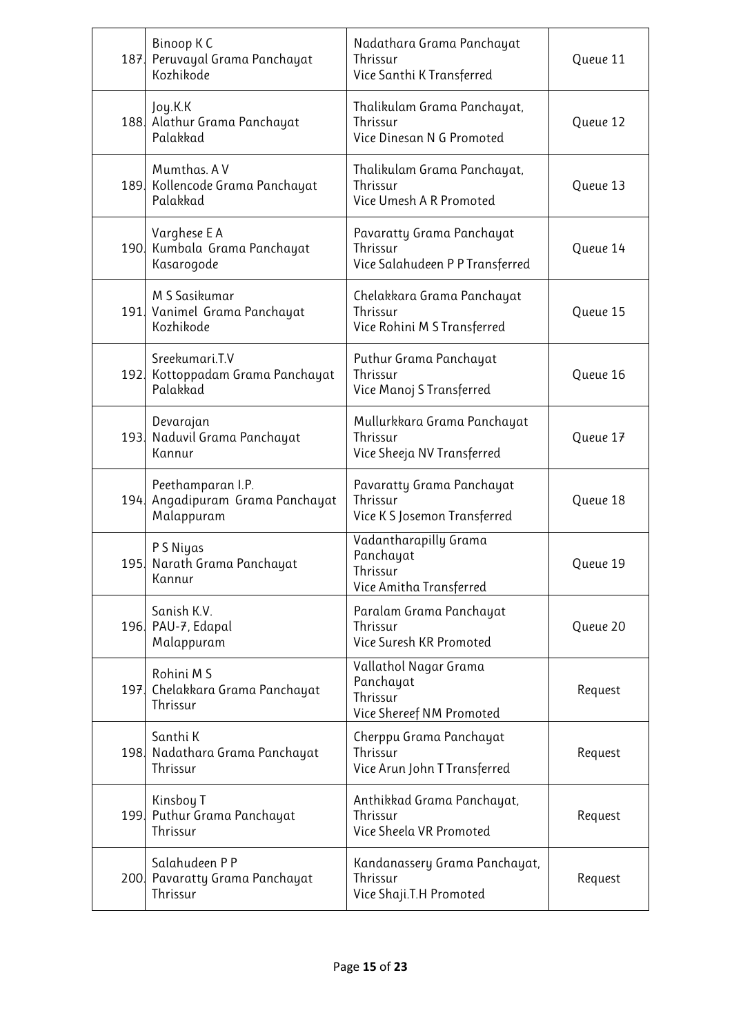| | | | |
|---|---|---|---|
| 187. | Binoop K C<br>Peruvayal Grama Panchayat<br>Kozhikode | Nadathara Grama Panchayat<br>Thrissur<br>Vice Santhi K Transferred | Queue 11 |
| 188. | Joy.K.K<br>Alathur Grama Panchayat<br>Palakkad | Thalikulam Grama Panchayat,<br>Thrissur<br>Vice Dinesan N G Promoted | Queue 12 |
| 189. | Mumthas. A V<br>Kollencode Grama Panchayat<br>Palakkad | Thalikulam Grama Panchayat,<br>Thrissur<br>Vice Umesh A R Promoted | Queue 13 |
| 190. | Varghese E A<br>Kumbala Grama Panchayat<br>Kasarogode | Pavaratty Grama Panchayat<br>Thrissur<br>Vice Salahudeen P P Transferred | Queue 14 |
| 191. | M S Sasikumar<br>Vanimel Grama Panchayat<br>Kozhikode | Chelakkara Grama Panchayat<br>Thrissur<br>Vice Rohini M S Transferred | Queue 15 |
| 192. | Sreekumari.T.V<br>Kottoppadam Grama Panchayat<br>Palakkad | Puthur Grama Panchayat<br>Thrissur<br>Vice Manoj S Transferred | Queue 16 |
| 193. | Devarajan<br>Naduvil Grama Panchayat<br>Kannur | Mullurkkara Grama Panchayat<br>Thrissur<br>Vice Sheeja NV Transferred | Queue 17 |
| 194. | Peethamparan I.P.<br>Angadipuram Grama Panchayat<br>Malappuram | Pavaratty Grama Panchayat<br>Thrissur<br>Vice K S Josemon Transferred | Queue 18 |
| 195. | P S Niyas<br>Narath Grama Panchayat<br>Kannur | Vadantharapilly Grama Panchayat<br>Thrissur<br>Vice Amitha Transferred | Queue 19 |
| 196. | Sanish K.V.<br>PAU-7, Edapal<br>Malappuram | Paralam Grama Panchayat<br>Thrissur<br>Vice Suresh KR Promoted | Queue 20 |
| 197. | Rohini M S<br>Chelakkara Grama Panchayat<br>Thrissur | Vallathol Nagar Grama Panchayat<br>Thrissur<br>Vice Shereef NM Promoted | Request |
| 198. | Santhi K<br>Nadathara Grama Panchayat<br>Thrissur | Cherppu Grama Panchayat<br>Thrissur<br>Vice Arun John T Transferred | Request |
| 199. | Kinsboy T<br>Puthur Grama Panchayat<br>Thrissur | Anthikkad Grama Panchayat,<br>Thrissur<br>Vice Sheela VR Promoted | Request |
| 200. | Salahudeen P P<br>Pavaratty Grama Panchayat<br>Thrissur | Kandanassery Grama Panchayat,<br>Thrissur<br>Vice Shaji.T.H Promoted | Request |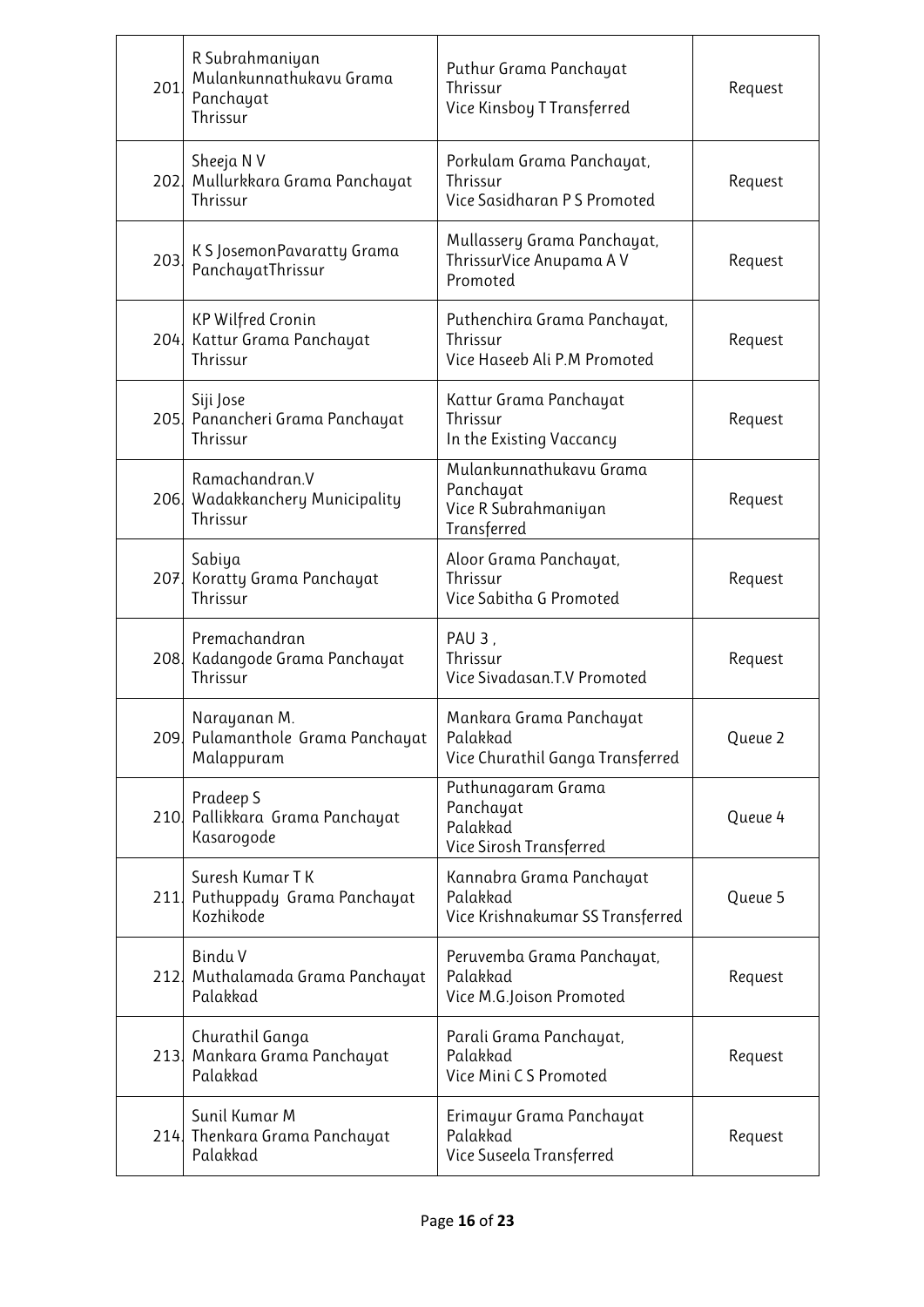| | | | |
|---|---|---|---|
| 201. | R Subrahmaniyan Mulankunnathukavu Grama Panchayat Thrissur | Puthur Grama Panchayat Thrissur Vice Kinsboy T Transferred | Request |
| 202. | Sheeja N V Mullurkkara Grama Panchayat Thrissur | Porkulam Grama Panchayat, Thrissur Vice Sasidharan P S Promoted | Request |
| 203. | K S JosemonPavaratty Grama PanchayatThrissur | Mullassery Grama Panchayat, ThrissurVice Anupama A V Promoted | Request |
| 204. | KP Wilfred Cronin Kattur Grama Panchayat Thrissur | Puthenchira Grama Panchayat, Thrissur Vice Haseeb Ali P.M Promoted | Request |
| 205. | Siji Jose Panancheri Grama Panchayat Thrissur | Kattur Grama Panchayat Thrissur In the Existing Vaccancy | Request |
| 206. | Ramachandran.V Wadakkanchery Municipality Thrissur | Mulankunnathukavu Grama Panchayat Vice R Subrahmaniyan Transferred | Request |
| 207. | Sabiya Koratty Grama Panchayat Thrissur | Aloor Grama Panchayat, Thrissur Vice Sabitha G Promoted | Request |
| 208. | Premachandran Kadangode Grama Panchayat Thrissur | PAU 3 , Thrissur Vice Sivadasan.T.V Promoted | Request |
| 209. | Narayanan M. Pulamanthole Grama Panchayat Malappuram | Mankara Grama Panchayat Palakkad Vice Churathil Ganga Transferred | Queue 2 |
| 210. | Pradeep S Pallikkara Grama Panchayat Kasarogode | Puthunagaram Grama Panchayat Palakkad Vice Sirosh Transferred | Queue 4 |
| 211. | Suresh Kumar T K Puthuppady Grama Panchayat Kozhikode | Kannabra Grama Panchayat Palakkad Vice Krishnakumar SS Transferred | Queue 5 |
| 212. | Bindu V Muthalamada Grama Panchayat Palakkad | Peruvemba Grama Panchayat, Palakkad Vice M.G.Joison Promoted | Request |
| 213. | Churathil Ganga Mankara Grama Panchayat Palakkad | Parali Grama Panchayat, Palakkad Vice Mini C S Promoted | Request |
| 214. | Sunil Kumar M Thenkara Grama Panchayat Palakkad | Erimayur Grama Panchayat Palakkad Vice Suseela Transferred | Request |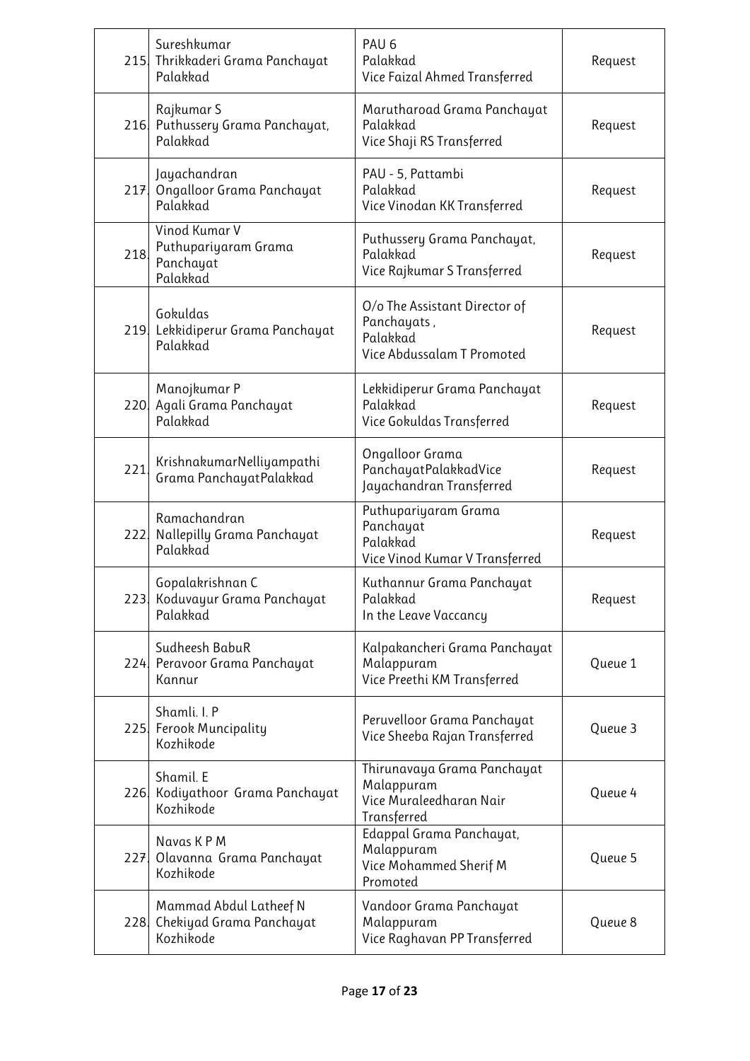| | | | |
|---|---|---|---|
| 215. | Sureshkumar<br>Thrikkaderi Grama Panchayat<br>Palakkad | PAU 6<br>Palakkad<br>Vice Faizal Ahmed Transferred | Request |
| 216. | Rajkumar S<br>Puthussery Grama Panchayat,<br>Palakkad | Marutharoad Grama Panchayat<br>Palakkad<br>Vice Shaji RS Transferred | Request |
| 217. | Jayachandran<br>Ongalloor Grama Panchayat<br>Palakkad | PAU - 5, Pattambi<br>Palakkad<br>Vice Vinodan KK Transferred | Request |
| 218. | Vinod Kumar V<br>Puthupariyaram Grama<br>Panchayat<br>Palakkad | Puthussery Grama Panchayat,<br>Palakkad<br>Vice Rajkumar S Transferred | Request |
| 219. | Gokuldas<br>Lekkidiperur Grama Panchayat<br>Palakkad | O/o The Assistant Director of<br>Panchayats ,<br>Palakkad<br>Vice Abdussalam T Promoted | Request |
| 220. | Manojkumar P<br>Agali Grama Panchayat<br>Palakkad | Lekkidiperur Grama Panchayat<br>Palakkad<br>Vice Gokuldas Transferred | Request |
| 221. | KrishnakumarNelliyampathi<br>Grama PanchayatPalakkad | Ongalloor Grama<br>PanchayatPalakkadVice<br>Jayachandran Transferred | Request |
| 222. | Ramachandran<br>Nallepilly Grama Panchayat<br>Palakkad | Puthupariyaram Grama<br>Panchayat<br>Palakkad<br>Vice Vinod Kumar V Transferred | Request |
| 223. | Gopalakrishnan C<br>Koduvayur Grama Panchayat<br>Palakkad | Kuthannur Grama Panchayat<br>Palakkad<br>In the Leave Vaccancy | Request |
| 224. | Sudheesh BabuR<br>Peravoor Grama Panchayat<br>Kannur | Kalpakancheri Grama Panchayat<br>Malappuram<br>Vice Preethi KM Transferred | Queue 1 |
| 225. | Shamli. I. P<br>Ferook Muncipality<br>Kozhikode | Peruvelloor Grama Panchayat<br>Vice Sheeba Rajan Transferred | Queue 3 |
| 226. | Shamil. E<br>Kodiyathoor Grama Panchayat<br>Kozhikode | Thirunavaya Grama Panchayat<br>Malappuram<br>Vice Muraleedharan Nair<br>Transferred | Queue 4 |
| 227. | Navas K P M<br>Olavanna Grama Panchayat<br>Kozhikode | Edappal Grama Panchayat,<br>Malappuram<br>Vice Mohammed Sherif M<br>Promoted | Queue 5 |
| 228. | Mammad Abdul Latheef N<br>Chekiyad Grama Panchayat<br>Kozhikode | Vandoor Grama Panchayat<br>Malappuram<br>Vice Raghavan PP Transferred | Queue 8 |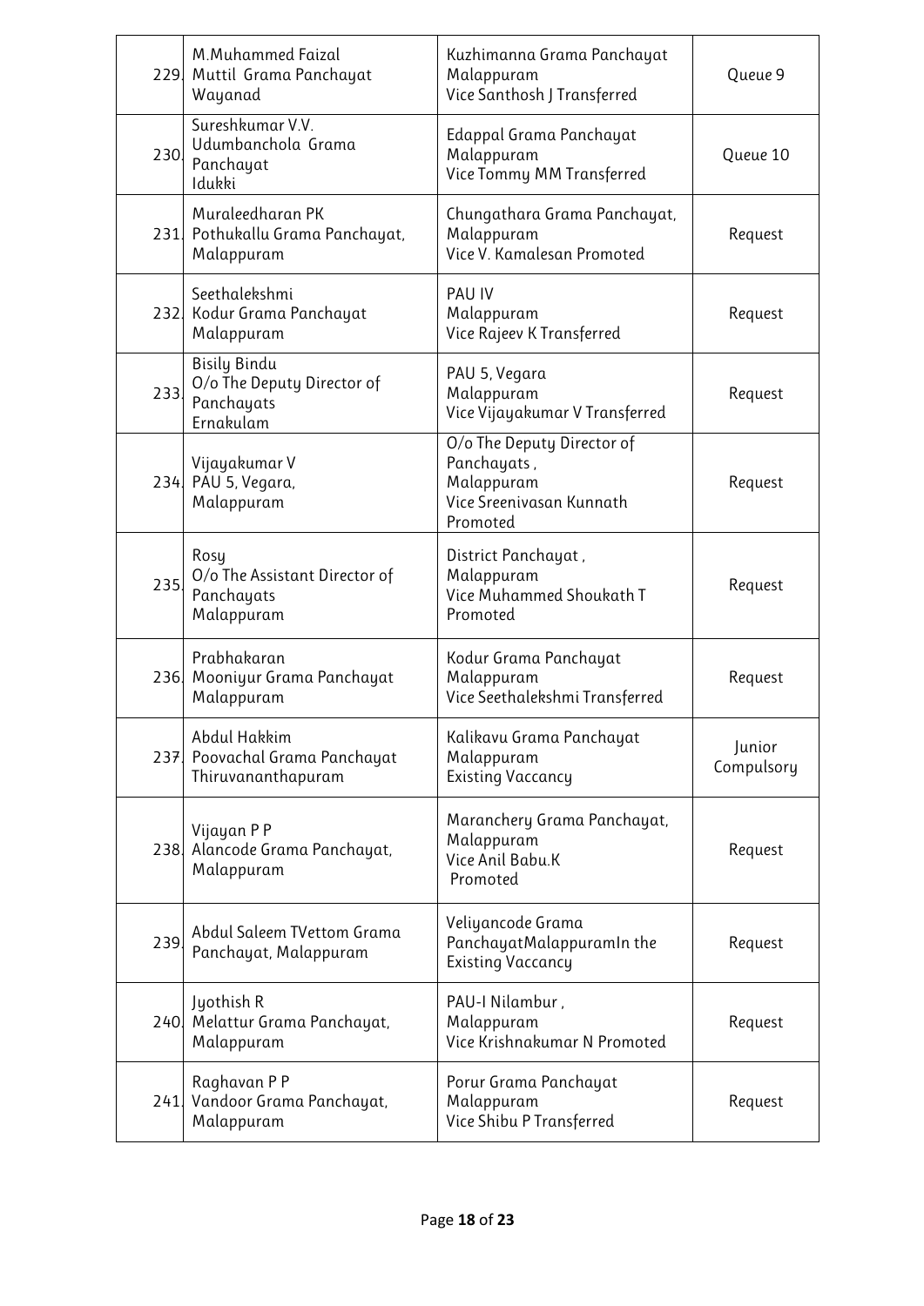| | | | |
|---|---|---|---|
| 229. | M.Muhammed Faizal<br>Muttil Grama Panchayat<br>Wayanad | Kuzhimanna Grama Panchayat<br>Malappuram<br>Vice Santhosh J Transferred | Queue 9 |
| 230. | Sureshkumar V.V.<br>Udumbanchola Grama Panchayat<br>Idukki | Edappal Grama Panchayat<br>Malappuram<br>Vice Tommy MM Transferred | Queue 10 |
| 231. | Muraleedharan PK<br>Pothukallu Grama Panchayat,<br>Malappuram | Chungathara Grama Panchayat,<br>Malappuram<br>Vice V. Kamalesan Promoted | Request |
| 232. | Seethalekshmi<br>Kodur Grama Panchayat<br>Malappuram | PAU IV<br>Malappuram<br>Vice Rajeev K Transferred | Request |
| 233. | Bisily Bindu<br>O/o The Deputy Director of Panchayats<br>Ernakulam | PAU 5, Vegara<br>Malappuram<br>Vice Vijayakumar V Transferred | Request |
| 234. | Vijayakumar V<br>PAU 5, Vegara,<br>Malappuram | O/o The Deputy Director of Panchayats ,<br>Malappuram<br>Vice Sreenivasan Kunnath Promoted | Request |
| 235. | Rosy<br>O/o The Assistant Director of Panchayats<br>Malappuram | District Panchayat ,<br>Malappuram<br>Vice Muhammed Shoukath T Promoted | Request |
| 236. | Prabhakaran<br>Mooniyur Grama Panchayat<br>Malappuram | Kodur Grama Panchayat<br>Malappuram<br>Vice Seethalekshmi Transferred | Request |
| 237. | Abdul Hakkim<br>Poovachal Grama Panchayat<br>Thiruvananthapuram | Kalikavu Grama Panchayat<br>Malappuram<br>Existing Vaccancy | Junior Compulsory |
| 238. | Vijayan P P<br>Alancode Grama Panchayat,<br>Malappuram | Maranchery Grama Panchayat,<br>Malappuram<br>Vice Anil Babu.K<br>Promoted | Request |
| 239. | Abdul Saleem TVettom Grama Panchayat, Malappuram | Veliyancode Grama PanchayatMalappuramIn the Existing Vaccancy | Request |
| 240. | Jyothish R<br>Melattur Grama Panchayat,<br>Malappuram | PAU-I Nilambur ,<br>Malappuram<br>Vice Krishnakumar N Promoted | Request |
| 241. | Raghavan P P<br>Vandoor Grama Panchayat,<br>Malappuram | Porur Grama Panchayat<br>Malappuram<br>Vice Shibu P Transferred | Request |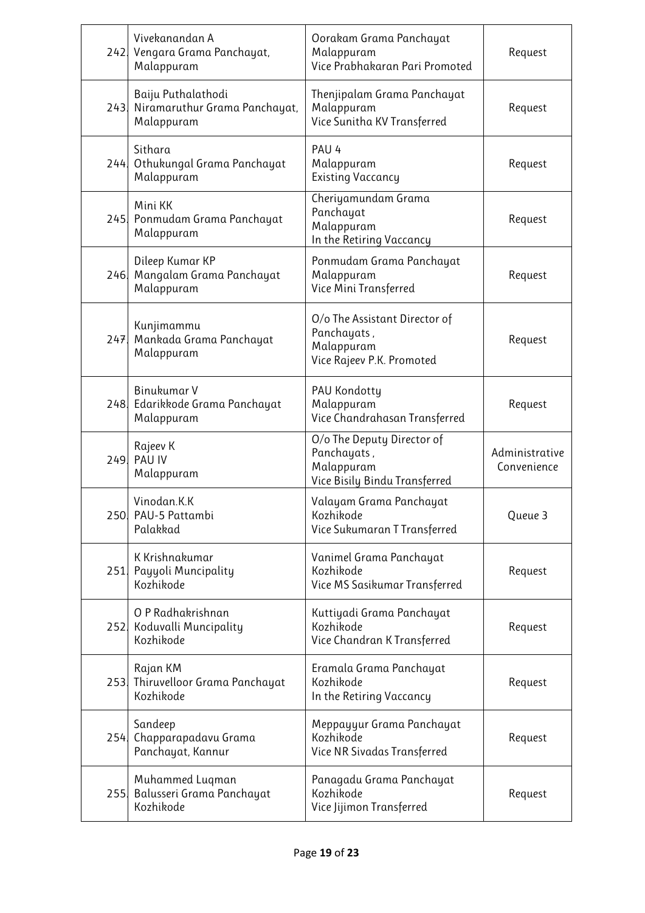| | | | |
|---|---|---|---|
| 242. | Vivekanandan A<br>Vengara Grama Panchayat, Malappuram | Oorakam Grama Panchayat<br>Malappuram<br>Vice Prabhakaran Pari Promoted | Request |
| 243. | Baiju Puthalathodi<br>Niramaruthur Grama Panchayat, Malappuram | Thenjipalam Grama Panchayat<br>Malappuram<br>Vice Sunitha KV Transferred | Request |
| 244. | Sithara<br>Othukungal Grama Panchayat<br>Malappuram | PAU 4<br>Malappuram<br>Existing Vaccancy | Request |
| 245. | Mini KK<br>Ponmudam Grama Panchayat<br>Malappuram | Cheriyamundam Grama Panchayat<br>Malappuram<br>In the Retiring Vaccancy | Request |
| 246. | Dileep Kumar KP<br>Mangalam Grama Panchayat<br>Malappuram | Ponmudam Grama Panchayat<br>Malappuram<br>Vice Mini Transferred | Request |
| 247. | Kunjimammu<br>Mankada Grama Panchayat<br>Malappuram | O/o The Assistant Director of Panchayats ,<br>Malappuram<br>Vice Rajeev P.K. Promoted | Request |
| 248. | Binukumar V<br>Edarikkode Grama Panchayat<br>Malappuram | PAU Kondotty<br>Malappuram<br>Vice Chandrahasan Transferred | Request |
| 249. | Rajeev K<br>PAU IV<br>Malappuram | O/o The Deputy Director of Panchayats ,<br>Malappuram<br>Vice Bisily Bindu Transferred | Administrative Convenience |
| 250. | Vinodan.K.K<br>PAU-5 Pattambi<br>Palakkad | Valayam Grama Panchayat<br>Kozhikode<br>Vice Sukumaran T Transferred | Queue 3 |
| 251. | K Krishnakumar<br>Payyoli Muncipality<br>Kozhikode | Vanimel Grama Panchayat<br>Kozhikode<br>Vice MS Sasikumar Transferred | Request |
| 252. | O P Radhakrishnan<br>Koduvalli Muncipality<br>Kozhikode | Kuttiyadi Grama Panchayat<br>Kozhikode<br>Vice Chandran K Transferred | Request |
| 253. | Rajan KM<br>Thiruvelloor Grama Panchayat<br>Kozhikode | Eramala Grama Panchayat<br>Kozhikode<br>In the Retiring Vaccancy | Request |
| 254. | Sandeep<br>Chapparapadavu Grama Panchayat, Kannur | Meppayyur Grama Panchayat<br>Kozhikode<br>Vice NR Sivadas Transferred | Request |
| 255. | Muhammed Luqman<br>Balusseri Grama Panchayat<br>Kozhikode | Panagadu Grama Panchayat<br>Kozhikode<br>Vice Jijimon Transferred | Request |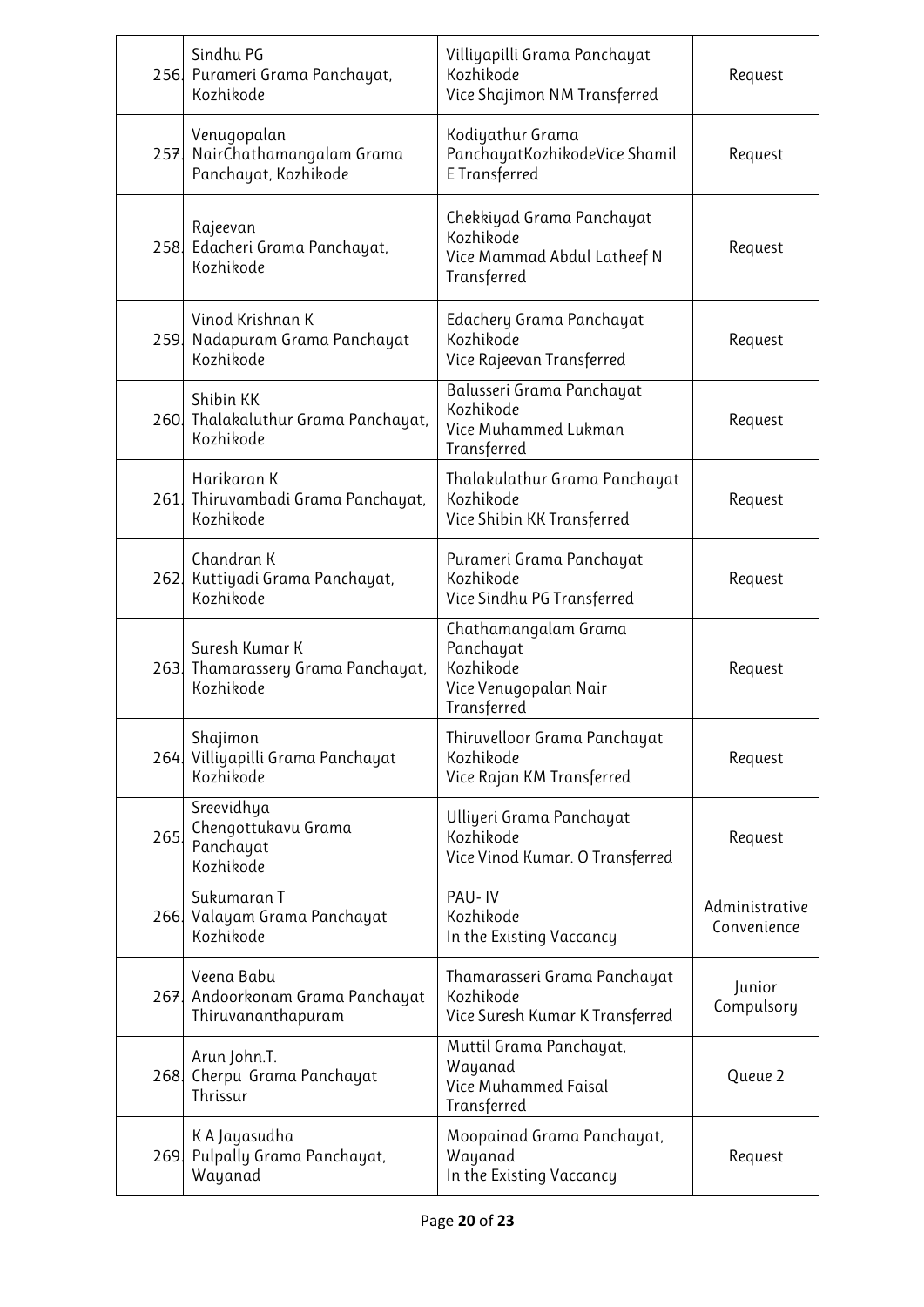| 256. | Sindhu PG<br>Purameri Grama Panchayat, Kozhikode | Villiyapilli Grama Panchayat Kozhikode<br>Vice Shajimon NM Transferred | Request |
|---|---|---|---|
| 257. | Venugopalan NairChathamangalam Grama Panchayat, Kozhikode | Kodiyathur Grama PanchayatKozhikodeVice Shamil E Transferred | Request |
| 258. | Rajeevan<br>Edacheri Grama Panchayat, Kozhikode | Chekkiyad Grama Panchayat Kozhikode<br>Vice Mammad Abdul Latheef N Transferred | Request |
| 259. | Vinod Krishnan K<br>Nadapuram Grama Panchayat Kozhikode | Edachery Grama Panchayat Kozhikode<br>Vice Rajeevan Transferred | Request |
| 260. | Shibin KK<br>Thalakaluthur Grama Panchayat, Kozhikode | Balusseri Grama Panchayat Kozhikode<br>Vice Muhammed Lukman Transferred | Request |
| 261. | Harikaran K<br>Thiruvambadi Grama Panchayat, Kozhikode | Thalakulathur Grama Panchayat Kozhikode<br>Vice Shibin KK Transferred | Request |
| 262. | Chandran K<br>Kuttiyadi Grama Panchayat, Kozhikode | Purameri Grama Panchayat Kozhikode<br>Vice Sindhu PG Transferred | Request |
| 263. | Suresh Kumar K<br>Thamarassery Grama Panchayat, Kozhikode | Chathamangalam Grama Panchayat<br>Kozhikode<br>Vice Venugopalan Nair Transferred | Request |
| 264. | Shajimon<br>Villiyapilli Grama Panchayat Kozhikode | Thiruvelloor Grama Panchayat Kozhikode<br>Vice Rajan KM Transferred | Request |
| 265. | Sreevidhya<br>Chengottukavu Grama Panchayat<br>Kozhikode | Ulliyeri Grama Panchayat Kozhikode<br>Vice Vinod Kumar. O Transferred | Request |
| 266. | Sukumaran T<br>Valayam Grama Panchayat Kozhikode | PAU- IV<br>Kozhikode<br>In the Existing Vaccancy | Administrative Convenience |
| 267. | Veena Babu<br>Andoorkonam Grama Panchayat Thiruvananthapuram | Thamarasseri Grama Panchayat Kozhikode<br>Vice Suresh Kumar K Transferred | Junior Compulsory |
| 268. | Arun John.T.<br>Cherpu Grama Panchayat Thrissur | Muttil Grama Panchayat, Wayanad<br>Vice Muhammed Faisal Transferred | Queue 2 |
| 269. | K A Jayasudha<br>Pulpally Grama Panchayat, Wayanad | Moopainad Grama Panchayat, Wayanad<br>In the Existing Vaccancy | Request |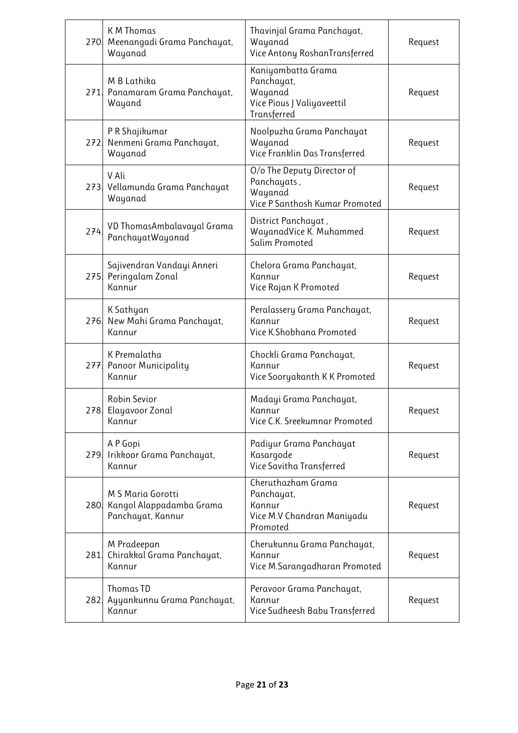| 270. | K M Thomas<br>Meenangadi Grama Panchayat,<br>Wayanad | Thavinjal Grama Panchayat,<br>Wayanad<br>Vice Antony RoshanTransferred | Request |
|---|---|---|---|
| 271. | M B Lathika<br>Panamaram Grama Panchayat,<br>Wayand | Kaniyambatta Grama Panchayat,<br>Wayanad<br>Vice Pious J Valiyaveettil Transferred | Request |
| 272. | P R Shajikumar<br>Nenmeni Grama Panchayat,<br>Wayanad | Noolpuzha Grama Panchayat<br>Wayanad<br>Vice Franklin Das Transferred | Request |
| 273. | V Ali<br>Vellamunda Grama Panchayat<br>Wayanad | O/o The Deputy Director of Panchayats ,<br>Wayanad<br>Vice P Santhosh Kumar Promoted | Request |
| 274. | VD ThomasAmbalavayal Grama PanchayatWayanad | District Panchayat ,<br>WayanadVice K. Muhammed Salim Promoted | Request |
| 275. | Sajivendran Vandayi Anneri<br>Peringalam Zonal<br>Kannur | Chelora Grama Panchayat,<br>Kannur<br>Vice Rajan K Promoted | Request |
| 276. | K Sathyan<br>New Mahi Grama Panchayat,<br>Kannur | Peralassery Grama Panchayat,<br>Kannur<br>Vice K.Shobhana Promoted | Request |
| 277. | K Premalatha<br>Panoor Municipality<br>Kannur | Chockli Grama Panchayat,<br>Kannur<br>Vice Sooryakanth K K Promoted | Request |
| 278. | Robin Sevior<br>Elayavoor Zonal<br>Kannur | Madayi Grama Panchayat,<br>Kannur<br>Vice C.K. Sreekumnar Promoted | Request |
| 279. | A P Gopi<br>Irikkoor Grama Panchayat,<br>Kannur | Padiyur Grama Panchayat<br>Kasargode<br>Vice Savitha Transferred | Request |
| 280. | M S Maria Gorotti<br>Kangol Alappadamba Grama Panchayat, Kannur | Cheruthazham Grama Panchayat,<br>Kannur<br>Vice M.V Chandran Maniyadu Promoted | Request |
| 281. | M Pradeepan<br>Chirakkal Grama Panchayat,<br>Kannur | Cherukunnu Grama Panchayat,<br>Kannur<br>Vice M.Sarangadharan Promoted | Request |
| 282. | Thomas TD<br>Ayyankunnu Grama Panchayat,<br>Kannur | Peravoor Grama Panchayat,<br>Kannur<br>Vice Sudheesh Babu Transferred | Request |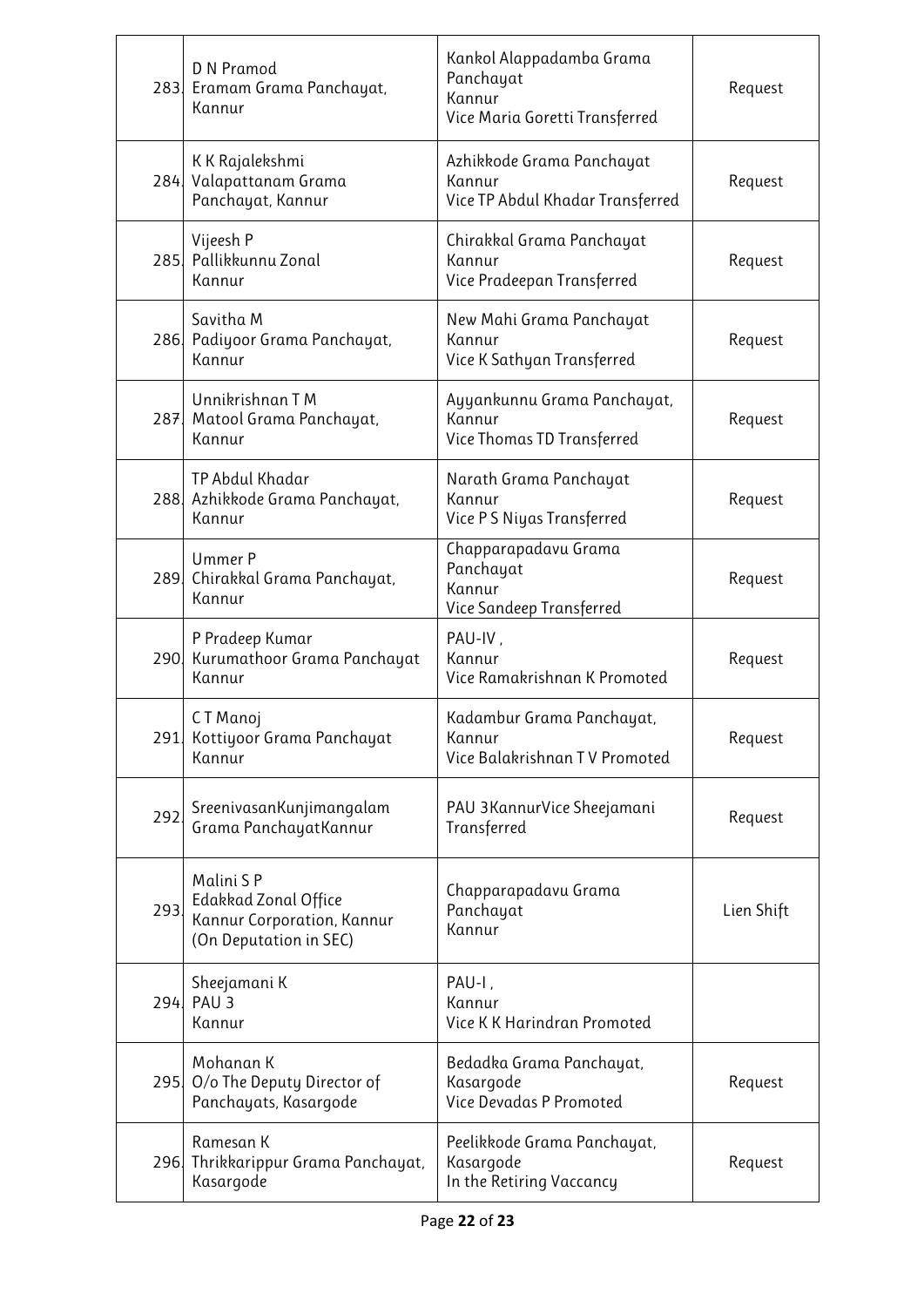| | | | |
|---|---|---|---|
| 283. | D N Pramod<br>Eramam Grama Panchayat,<br>Kannur | Kankol Alappadamba Grama Panchayat<br>Kannur<br>Vice Maria Goretti Transferred | Request |
| 284. | K K Rajalekshmi<br>Valapattanam Grama Panchayat, Kannur | Azhikkode Grama Panchayat<br>Kannur<br>Vice TP Abdul Khadar Transferred | Request |
| 285. | Vijeesh P<br>Pallikkunnu Zonal<br>Kannur | Chirakkal Grama Panchayat<br>Kannur<br>Vice Pradeepan Transferred | Request |
| 286. | Savitha M<br>Padiyoor Grama Panchayat,<br>Kannur | New Mahi Grama Panchayat<br>Kannur<br>Vice K Sathyan Transferred | Request |
| 287. | Unnikrishnan T M<br>Matool Grama Panchayat,<br>Kannur | Ayyankunnu Grama Panchayat,<br>Kannur<br>Vice Thomas TD Transferred | Request |
| 288. | TP Abdul Khadar<br>Azhikkode Grama Panchayat,<br>Kannur | Narath Grama Panchayat<br>Kannur<br>Vice P S Niyas Transferred | Request |
| 289. | Ummer P<br>Chirakkal Grama Panchayat,<br>Kannur | Chapparapadavu Grama Panchayat<br>Kannur<br>Vice Sandeep Transferred | Request |
| 290. | P Pradeep Kumar<br>Kurumathoor Grama Panchayat<br>Kannur | PAU-IV ,<br>Kannur<br>Vice Ramakrishnan K Promoted | Request |
| 291. | C T Manoj<br>Kottiyoor Grama Panchayat<br>Kannur | Kadambur Grama Panchayat,<br>Kannur<br>Vice Balakrishnan T V Promoted | Request |
| 292. | SreenivasanKunjimangalam Grama PanchayatKannur | PAU 3KannurVice Sheejamani Transferred | Request |
| 293. | Malini S P<br>Edakkad Zonal Office<br>Kannur Corporation, Kannur<br>(On Deputation in SEC) | Chapparapadavu Grama Panchayat<br>Kannur | Lien Shift |
| 294. | Sheejamani K<br>PAU 3<br>Kannur | PAU-I ,<br>Kannur<br>Vice K K Harindran Promoted | |
| 295. | Mohanan K<br>O/o The Deputy Director of Panchayats, Kasargode | Bedadka Grama Panchayat,<br>Kasargode<br>Vice Devadas P Promoted | Request |
| 296. | Ramesan K<br>Thrikkarippur Grama Panchayat,<br>Kasargode | Peelikkode Grama Panchayat,<br>Kasargode<br>In the Retiring Vaccancy | Request |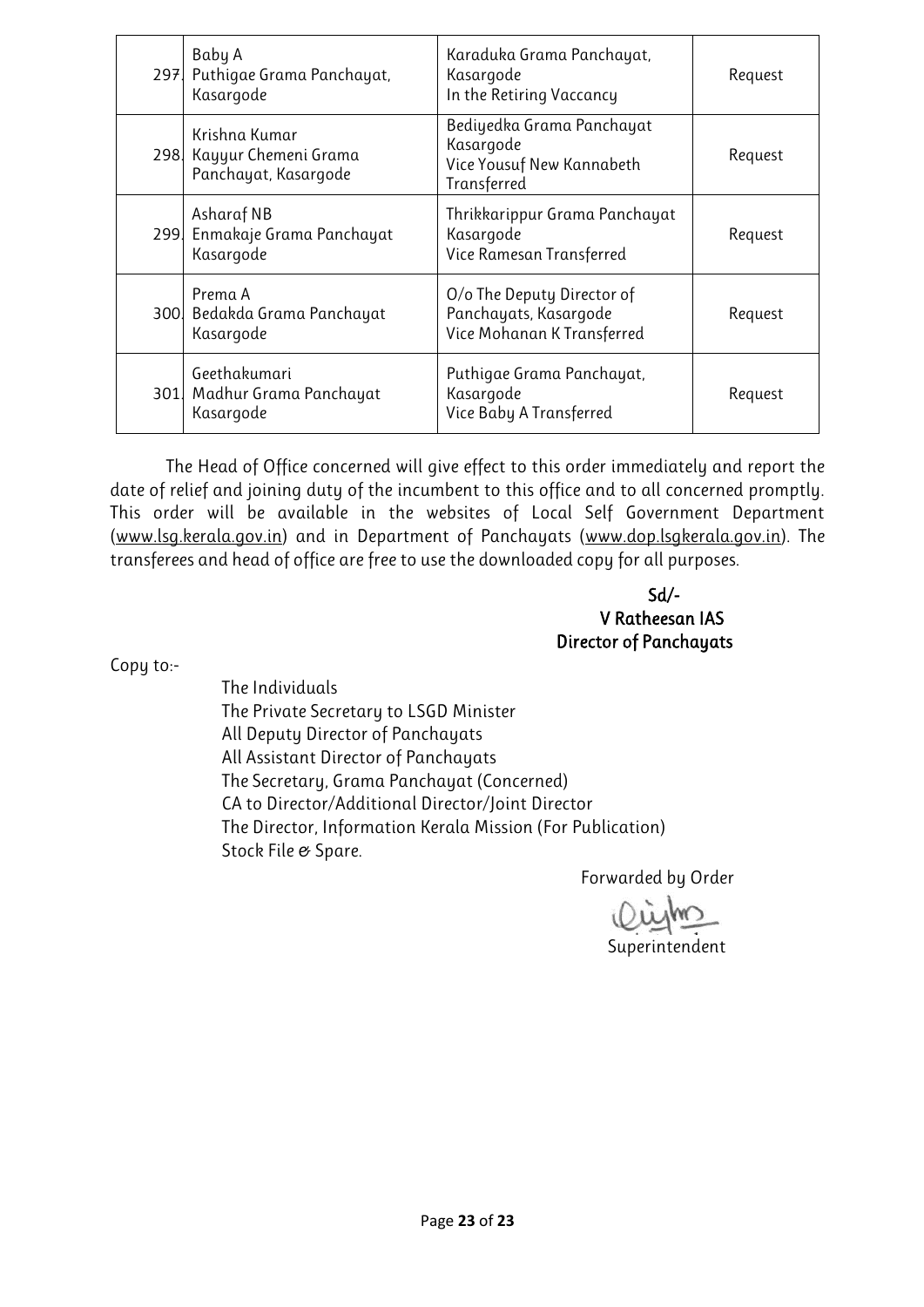| | | | |
|---|---|---|---|
| 297. | Baby A<br>Puthigae Grama Panchayat, Kasargode | Karaduka Grama Panchayat, Kasargode<br>In the Retiring Vaccancy | Request |
| 298. | Krishna Kumar<br>Kayyur Chemeni Grama Panchayat, Kasargode | Bediyedka Grama Panchayat Kasargode<br>Vice Yousuf New Kannabeth Transferred | Request |
| 299. | Asharaf NB<br>Enmakaje Grama Panchayat Kasargode | Thrikkarippur Grama Panchayat Kasargode<br>Vice Ramesan Transferred | Request |
| 300. | Prema A<br>Bedakda Grama Panchayat Kasargode | O/o The Deputy Director of Panchayats, Kasargode<br>Vice Mohanan K Transferred | Request |
| 301. | Geethakumari<br>Madhur Grama Panchayat Kasargode | Puthigae Grama Panchayat, Kasargode<br>Vice Baby A Transferred | Request |

The Head of Office concerned will give effect to this order immediately and report the date of relief and joining duty of the incumbent to this office and to all concerned promptly. This order will be available in the websites of Local Self Government Department (www.lsg.kerala.gov.in) and in Department of Panchayats (www.dop.lsgkerala.gov.in). The transferees and head of office are free to use the downloaded copy for all purposes.

**Sd/-**
**V Ratheesan IAS**
**Director of Panchayats**

Copy to:-

The Individuals
The Private Secretary to LSGD Minister
All Deputy Director of Panchayats
All Assistant Director of Panchayats
The Secretary, Grama Panchayat (Concerned)
CA to Director/Additional Director/Joint Director
The Director, Information Kerala Mission (For Publication)
Stock File & Spare.

Forwarded by Order

Superintendent